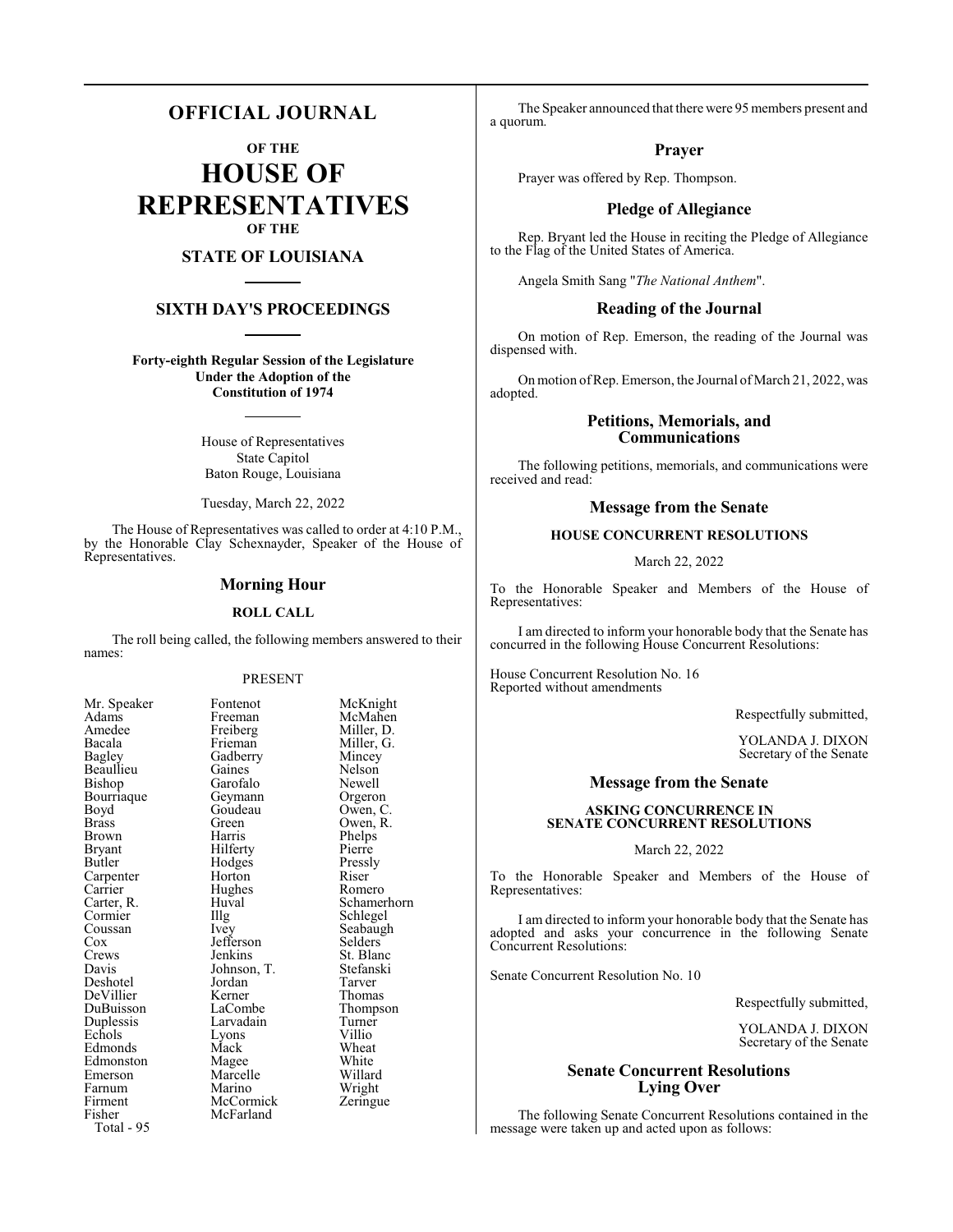# OFFICIAL JOURNAL

## OF THE

# HOUSE OF REPRESENTATIVES

## OF THE

## STATE OF LOUISIANA

## SIXTH DAY'S PROCEEDINGS

**Forty-eighth Regular Session of the Legislature**
**Under the Adoption of the**
**Constitution of 1974**

House of Representatives
State Capitol
Baton Rouge, Louisiana

Tuesday, March 22, 2022

The House of Representatives was called to order at 4:10 P.M., by the Honorable Clay Schexnayder, Speaker of the House of Representatives.

## Morning Hour

### ROLL CALL

The roll being called, the following members answered to their names:

PRESENT

| | | |
|---|---|---|
| Mr. Speaker | Fontenot | McKnight |
| Adams | Freeman | McMahen |
| Amedee | Freiberg | Miller, D. |
| Bacala | Frieman | Miller, G. |
| Bagley | Gadberry | Mincey |
| Beaullieu | Gaines | Nelson |
| Bishop | Garofalo | Newell |
| Bourriaque | Geymann | Orgeron |
| Boyd | Goudeau | Owen, C. |
| Brass | Green | Owen, R. |
| Brown | Harris | Phelps |
| Bryant | Hilferty | Pierre |
| Butler | Hodges | Pressly |
| Carpenter | Horton | Riser |
| Carrier | Hughes | Romero |
| Carter, R. | Huval | Schamerhorn |
| Cormier | Illg | Schlegel |
| Coussan | Ivey | Seabaugh |
| Cox | Jefferson | Selders |
| Crews | Jenkins | St. Blanc |
| Davis | Johnson, T. | Stefanski |
| Deshotel | Jordan | Tarver |
| DeVillier | Kerner | Thomas |
| DuBuisson | LaCombe | Thompson |
| Duplessis | Larvadain | Turner |
| Echols | Lyons | Villio |
| Edmonds | Mack | Wheat |
| Edmonston | Magee | White |
| Emerson | Marcelle | Willard |
| Farnum | Marino | Wright |
| Firment | McCormick | Zeringue |
| Fisher | McFarland | |

Total - 95

The Speaker announced that there were 95 members present and a quorum.

## Prayer

Prayer was offered by Rep. Thompson.

## Pledge of Allegiance

Rep. Bryant led the House in reciting the Pledge of Allegiance to the Flag of the United States of America.

Angela Smith Sang "*The National Anthem*".

## Reading of the Journal

On motion of Rep. Emerson, the reading of the Journal was dispensed with.

On motion of Rep. Emerson, the Journal of March 21, 2022, was adopted.

## Petitions, Memorials, and Communications

The following petitions, memorials, and communications were received and read:

## Message from the Senate

### HOUSE CONCURRENT RESOLUTIONS

March 22, 2022

To the Honorable Speaker and Members of the House of Representatives:

I am directed to inform your honorable body that the Senate has concurred in the following House Concurrent Resolutions:

House Concurrent Resolution No. 16
Reported without amendments

Respectfully submitted,

YOLANDA J. DIXON
Secretary of the Senate

## Message from the Senate

### ASKING CONCURRENCE IN SENATE CONCURRENT RESOLUTIONS

March 22, 2022

To the Honorable Speaker and Members of the House of Representatives:

I am directed to inform your honorable body that the Senate has adopted and asks your concurrence in the following Senate Concurrent Resolutions:

Senate Concurrent Resolution No. 10

Respectfully submitted,

YOLANDA J. DIXON
Secretary of the Senate

## Senate Concurrent Resolutions Lying Over

The following Senate Concurrent Resolutions contained in the message were taken up and acted upon as follows: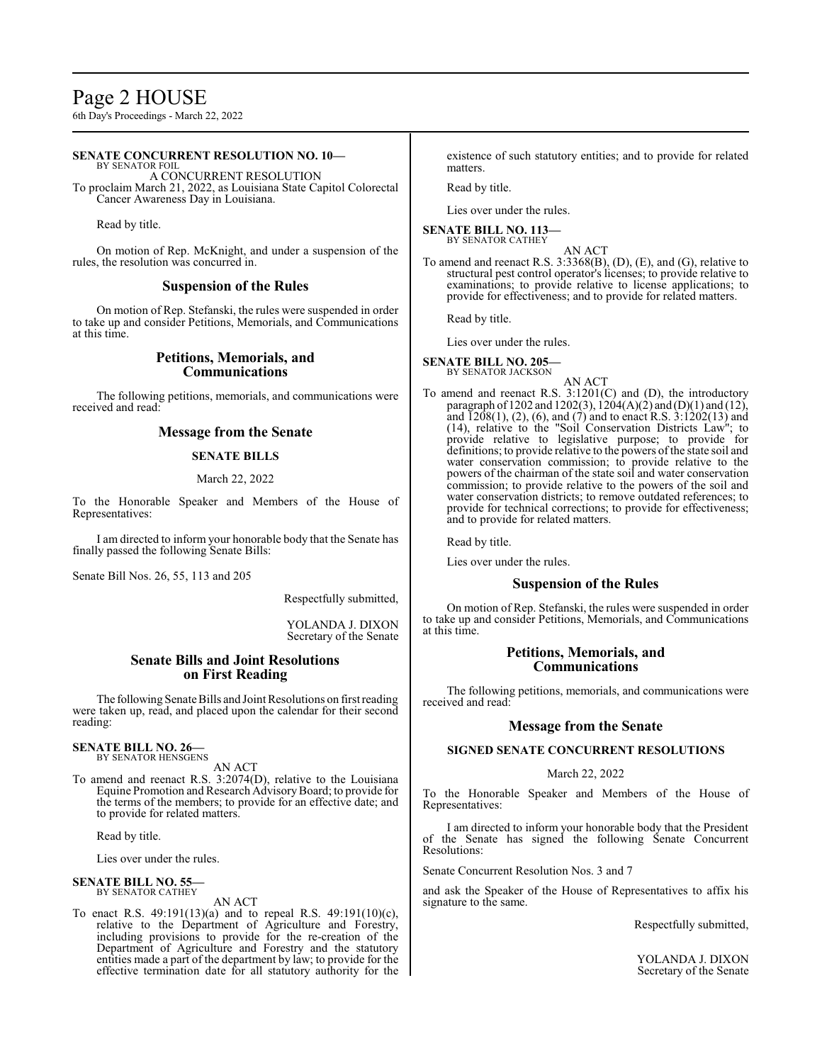**SENATE CONCURRENT RESOLUTION NO. 10—**
BY SENATOR FOIL

A CONCURRENT RESOLUTION

To proclaim March 21, 2022, as Louisiana State Capitol Colorectal Cancer Awareness Day in Louisiana.

Read by title.

On motion of Rep. McKnight, and under a suspension of the rules, the resolution was concurred in.

## Suspension of the Rules

On motion of Rep. Stefanski, the rules were suspended in order to take up and consider Petitions, Memorials, and Communications at this time.

## Petitions, Memorials, and Communications

The following petitions, memorials, and communications were received and read:

## Message from the Senate

### SENATE BILLS

March 22, 2022

To the Honorable Speaker and Members of the House of Representatives:

I am directed to inform your honorable body that the Senate has finally passed the following Senate Bills:

Senate Bill Nos. 26, 55, 113 and 205

Respectfully submitted,

YOLANDA J. DIXON
Secretary of the Senate

## Senate Bills and Joint Resolutions on First Reading

The following Senate Bills and Joint Resolutions on first reading were taken up, read, and placed upon the calendar for their second reading:

**SENATE BILL NO. 26—**
BY SENATOR HENSGENS

AN ACT

To amend and reenact R.S. 3:2074(D), relative to the Louisiana Equine Promotion and Research Advisory Board; to provide for the terms of the members; to provide for an effective date; and to provide for related matters.

Read by title.

Lies over under the rules.

**SENATE BILL NO. 55—**
BY SENATOR CATHEY

AN ACT

To enact R.S. 49:191(13)(a) and to repeal R.S. 49:191(10)(c), relative to the Department of Agriculture and Forestry, including provisions to provide for the re-creation of the Department of Agriculture and Forestry and the statutory entities made a part of the department by law; to provide for the effective termination date for all statutory authority for the existence of such statutory entities; and to provide for related matters.

Read by title.

Lies over under the rules.

**SENATE BILL NO. 113—**
BY SENATOR CATHEY

AN ACT

To amend and reenact R.S. 3:3368(B), (D), (E), and (G), relative to structural pest control operator's licenses; to provide relative to examinations; to provide relative to license applications; to provide for effectiveness; and to provide for related matters.

Read by title.

Lies over under the rules.

**SENATE BILL NO. 205—**
BY SENATOR JACKSON

AN ACT

To amend and reenact R.S. 3:1201(C) and (D), the introductory paragraph of 1202 and 1202(3), 1204(A)(2) and (D)(1) and (12), and 1208(1), (2), (6), and (7) and to enact R.S. 3:1202(13) and (14), relative to the "Soil Conservation Districts Law"; to provide relative to legislative purpose; to provide for definitions; to provide relative to the powers of the state soil and water conservation commission; to provide relative to the powers of the chairman of the state soil and water conservation commission; to provide relative to the powers of the soil and water conservation districts; to remove outdated references; to provide for technical corrections; to provide for effectiveness; and to provide for related matters.

Read by title.

Lies over under the rules.

## Suspension of the Rules

On motion of Rep. Stefanski, the rules were suspended in order to take up and consider Petitions, Memorials, and Communications at this time.

## Petitions, Memorials, and Communications

The following petitions, memorials, and communications were received and read:

## Message from the Senate

### SIGNED SENATE CONCURRENT RESOLUTIONS

March 22, 2022

To the Honorable Speaker and Members of the House of Representatives:

I am directed to inform your honorable body that the President of the Senate has signed the following Senate Concurrent Resolutions:

Senate Concurrent Resolution Nos. 3 and 7

and ask the Speaker of the House of Representatives to affix his signature to the same.

Respectfully submitted,

YOLANDA J. DIXON
Secretary of the Senate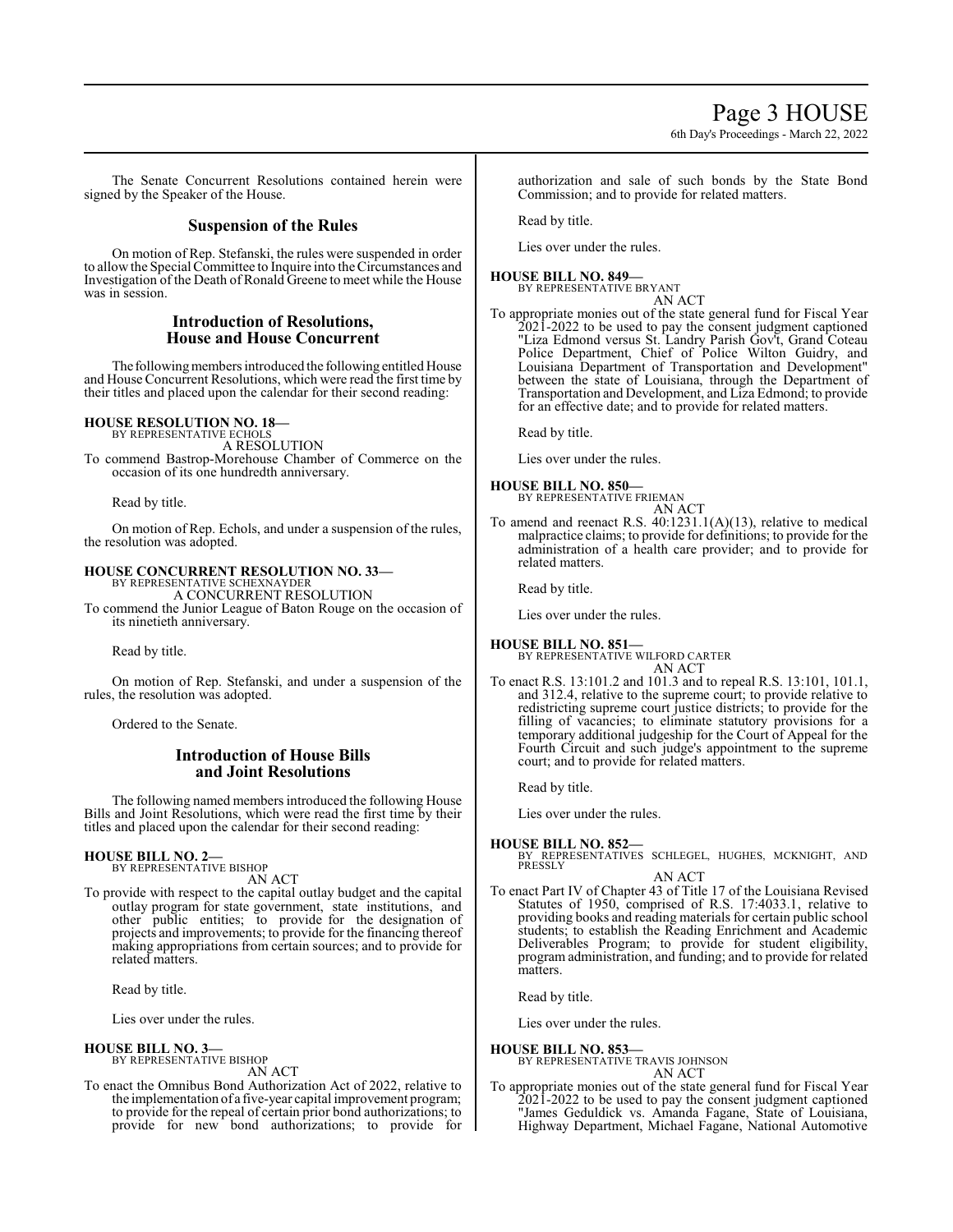The Senate Concurrent Resolutions contained herein were signed by the Speaker of the House.

## Suspension of the Rules

On motion of Rep. Stefanski, the rules were suspended in order to allow the Special Committee to Inquire into the Circumstances and Investigation of the Death of Ronald Greene to meet while the House was in session.

## Introduction of Resolutions, House and House Concurrent

The following members introduced the following entitled House and House Concurrent Resolutions, which were read the first time by their titles and placed upon the calendar for their second reading:

**HOUSE RESOLUTION NO. 18—**
BY REPRESENTATIVE ECHOLS

A RESOLUTION

To commend Bastrop-Morehouse Chamber of Commerce on the occasion of its one hundredth anniversary.

Read by title.

On motion of Rep. Echols, and under a suspension of the rules, the resolution was adopted.

**HOUSE CONCURRENT RESOLUTION NO. 33—**
BY REPRESENTATIVE SCHEXNAYDER

A CONCURRENT RESOLUTION

To commend the Junior League of Baton Rouge on the occasion of its ninetieth anniversary.

Read by title.

On motion of Rep. Stefanski, and under a suspension of the rules, the resolution was adopted.

Ordered to the Senate.

## Introduction of House Bills and Joint Resolutions

The following named members introduced the following House Bills and Joint Resolutions, which were read the first time by their titles and placed upon the calendar for their second reading:

**HOUSE BILL NO. 2—**
BY REPRESENTATIVE BISHOP

AN ACT

To provide with respect to the capital outlay budget and the capital outlay program for state government, state institutions, and other public entities; to provide for the designation of projects and improvements; to provide for the financing thereof making appropriations from certain sources; and to provide for related matters.

Read by title.

Lies over under the rules.

**HOUSE BILL NO. 3—**
BY REPRESENTATIVE BISHOP

AN ACT

To enact the Omnibus Bond Authorization Act of 2022, relative to the implementation of a five-year capital improvement program; to provide for the repeal of certain prior bond authorizations; to provide for new bond authorizations; to provide for authorization and sale of such bonds by the State Bond Commission; and to provide for related matters.

Read by title.

Lies over under the rules.

**HOUSE BILL NO. 849—**
BY REPRESENTATIVE BRYANT

AN ACT

To appropriate monies out of the state general fund for Fiscal Year 2021-2022 to be used to pay the consent judgment captioned "Liza Edmond versus St. Landry Parish Gov't, Grand Coteau Police Department, Chief of Police Wilton Guidry, and Louisiana Department of Transportation and Development" between the state of Louisiana, through the Department of Transportation and Development, and Liza Edmond; to provide for an effective date; and to provide for related matters.

Read by title.

Lies over under the rules.

**HOUSE BILL NO. 850—**
BY REPRESENTATIVE FRIEMAN

AN ACT

To amend and reenact R.S. 40:1231.1(A)(13), relative to medical malpractice claims; to provide for definitions; to provide for the administration of a health care provider; and to provide for related matters.

Read by title.

Lies over under the rules.

**HOUSE BILL NO. 851—**
BY REPRESENTATIVE WILFORD CARTER

AN ACT

To enact R.S. 13:101.2 and 101.3 and to repeal R.S. 13:101, 101.1, and 312.4, relative to the supreme court; to provide relative to redistricting supreme court justice districts; to provide for the filling of vacancies; to eliminate statutory provisions for a temporary additional judgeship for the Court of Appeal for the Fourth Circuit and such judge's appointment to the supreme court; and to provide for related matters.

Read by title.

Lies over under the rules.

**HOUSE BILL NO. 852—**
BY REPRESENTATIVES SCHLEGEL, HUGHES, MCKNIGHT, AND PRESSLY

AN ACT

To enact Part IV of Chapter 43 of Title 17 of the Louisiana Revised Statutes of 1950, comprised of R.S. 17:4033.1, relative to providing books and reading materials for certain public school students; to establish the Reading Enrichment and Academic Deliverables Program; to provide for student eligibility, program administration, and funding; and to provide for related matters.

Read by title.

Lies over under the rules.

**HOUSE BILL NO. 853—**
BY REPRESENTATIVE TRAVIS JOHNSON

AN ACT

To appropriate monies out of the state general fund for Fiscal Year 2021-2022 to be used to pay the consent judgment captioned "James Geduldick vs. Amanda Fagane, State of Louisiana, Highway Department, Michael Fagane, National Automotive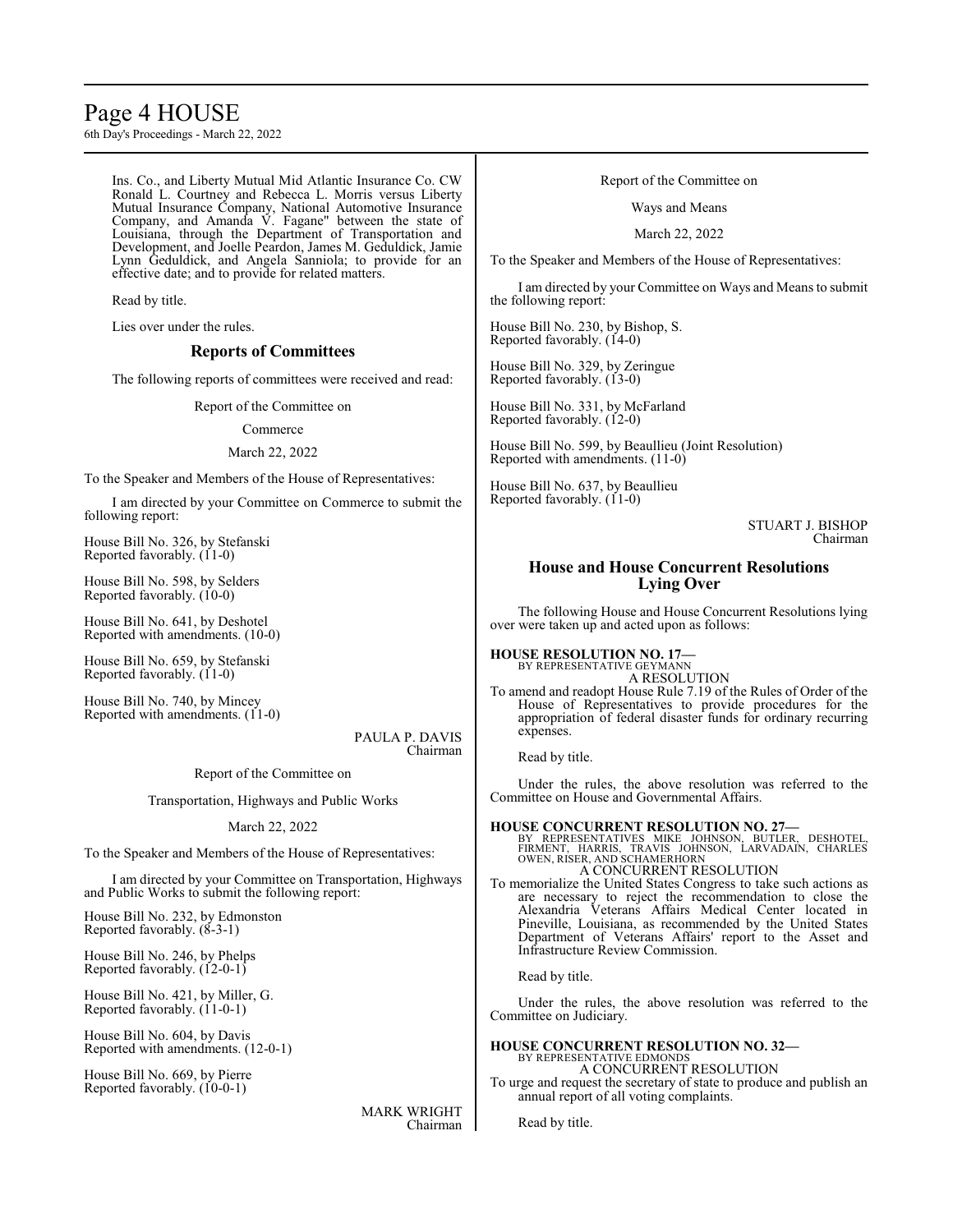Ins. Co., and Liberty Mutual Mid Atlantic Insurance Co. CW Ronald L. Courtney and Rebecca L. Morris versus Liberty Mutual Insurance Company, National Automotive Insurance Company, and Amanda V. Fagane" between the state of Louisiana, through the Department of Transportation and Development, and Joelle Peardon, James M. Geduldick, Jamie Lynn Geduldick, and Angela Sanniola; to provide for an effective date; and to provide for related matters.

Read by title.

Lies over under the rules.

## Reports of Committees

The following reports of committees were received and read:

Report of the Committee on

Commerce

March 22, 2022

To the Speaker and Members of the House of Representatives:

I am directed by your Committee on Commerce to submit the following report:

House Bill No. 326, by Stefanski
Reported favorably. (11-0)

House Bill No. 598, by Selders
Reported favorably. (10-0)

House Bill No. 641, by Deshotel
Reported with amendments. (10-0)

House Bill No. 659, by Stefanski
Reported favorably. (11-0)

House Bill No. 740, by Mincey
Reported with amendments. (11-0)

PAULA P. DAVIS
Chairman

Report of the Committee on

Transportation, Highways and Public Works

March 22, 2022

To the Speaker and Members of the House of Representatives:

I am directed by your Committee on Transportation, Highways and Public Works to submit the following report:

House Bill No. 232, by Edmonston
Reported favorably. (8-3-1)

House Bill No. 246, by Phelps
Reported favorably. (12-0-1)

House Bill No. 421, by Miller, G.
Reported favorably. (11-0-1)

House Bill No. 604, by Davis
Reported with amendments. (12-0-1)

House Bill No. 669, by Pierre
Reported favorably. (10-0-1)

MARK WRIGHT
Chairman

Report of the Committee on

Ways and Means

March 22, 2022

To the Speaker and Members of the House of Representatives:

I am directed by your Committee on Ways and Means to submit the following report:

House Bill No. 230, by Bishop, S.
Reported favorably. (14-0)

House Bill No. 329, by Zeringue
Reported favorably. (13-0)

House Bill No. 331, by McFarland
Reported favorably. (12-0)

House Bill No. 599, by Beaullieu (Joint Resolution)
Reported with amendments. (11-0)

House Bill No. 637, by Beaullieu
Reported favorably. (11-0)

STUART J. BISHOP
Chairman

## House and House Concurrent Resolutions Lying Over

The following House and House Concurrent Resolutions lying over were taken up and acted upon as follows:

**HOUSE RESOLUTION NO. 17—**
BY REPRESENTATIVE GEYMANN
A RESOLUTION
To amend and readopt House Rule 7.19 of the Rules of Order of the House of Representatives to provide procedures for the appropriation of federal disaster funds for ordinary recurring expenses.

Read by title.

Under the rules, the above resolution was referred to the Committee on House and Governmental Affairs.

**HOUSE CONCURRENT RESOLUTION NO. 27—**
BY REPRESENTATIVES MIKE JOHNSON, BUTLER, DESHOTEL, FIRMENT, HARRIS, TRAVIS JOHNSON, LARVADAIN, CHARLES OWEN, RISER, AND SCHAMERHORN
A CONCURRENT RESOLUTION
To memorialize the United States Congress to take such actions as are necessary to reject the recommendation to close the Alexandria Veterans Affairs Medical Center located in Pineville, Louisiana, as recommended by the United States Department of Veterans Affairs' report to the Asset and Infrastructure Review Commission.

Read by title.

Under the rules, the above resolution was referred to the Committee on Judiciary.

**HOUSE CONCURRENT RESOLUTION NO. 32—**
BY REPRESENTATIVE EDMONDS
A CONCURRENT RESOLUTION
To urge and request the secretary of state to produce and publish an annual report of all voting complaints.

Read by title.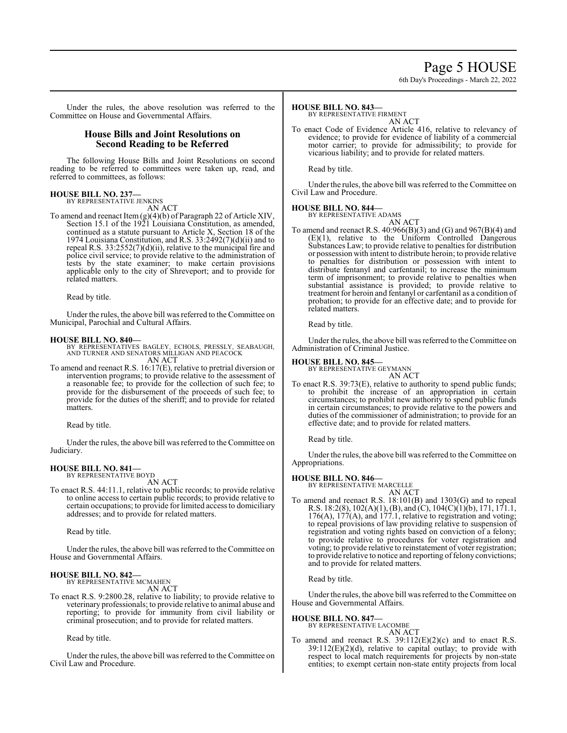Under the rules, the above resolution was referred to the Committee on House and Governmental Affairs.

## House Bills and Joint Resolutions on Second Reading to be Referred

The following House Bills and Joint Resolutions on second reading to be referred to committees were taken up, read, and referred to committees, as follows:

**HOUSE BILL NO. 237—**
BY REPRESENTATIVE JENKINS
AN ACT

To amend and reenact Item (g)(4)(b) of Paragraph 22 of Article XIV, Section 15.1 of the 1921 Louisiana Constitution, as amended, continued as a statute pursuant to Article X, Section 18 of the 1974 Louisiana Constitution, and R.S. 33:2492(7)(d)(ii) and to repeal R.S. 33:2552(7)(d)(ii), relative to the municipal fire and police civil service; to provide relative to the administration of tests by the state examiner; to make certain provisions applicable only to the city of Shreveport; and to provide for related matters.

Read by title.

Under the rules, the above bill was referred to the Committee on Municipal, Parochial and Cultural Affairs.

**HOUSE BILL NO. 840—**
BY REPRESENTATIVES BAGLEY, ECHOLS, PRESSLY, SEABAUGH, AND TURNER AND SENATORS MILLIGAN AND PEACOCK
AN ACT

To amend and reenact R.S. 16:17(E), relative to pretrial diversion or intervention programs; to provide relative to the assessment of a reasonable fee; to provide for the collection of such fee; to provide for the disbursement of the proceeds of such fee; to provide for the duties of the sheriff; and to provide for related matters.

Read by title.

Under the rules, the above bill was referred to the Committee on Judiciary.

**HOUSE BILL NO. 841—**
BY REPRESENTATIVE BOYD
AN ACT

To enact R.S. 44:11.1, relative to public records; to provide relative to online access to certain public records; to provide relative to certain occupations; to provide for limited access to domiciliary addresses; and to provide for related matters.

Read by title.

Under the rules, the above bill was referred to the Committee on House and Governmental Affairs.

**HOUSE BILL NO. 842—**
BY REPRESENTATIVE MCMAHEN
AN ACT

To enact R.S. 9:2800.28, relative to liability; to provide relative to veterinary professionals; to provide relative to animal abuse and reporting; to provide for immunity from civil liability or criminal prosecution; and to provide for related matters.

Read by title.

Under the rules, the above bill was referred to the Committee on Civil Law and Procedure.

**HOUSE BILL NO. 843—**
BY REPRESENTATIVE FIRMENT
AN ACT

To enact Code of Evidence Article 416, relative to relevancy of evidence; to provide for evidence of liability of a commercial motor carrier; to provide for admissibility; to provide for vicarious liability; and to provide for related matters.

Read by title.

Under the rules, the above bill was referred to the Committee on Civil Law and Procedure.

**HOUSE BILL NO. 844—**
BY REPRESENTATIVE ADAMS
AN ACT

To amend and reenact R.S. 40:966(B)(3) and (G) and 967(B)(4) and (E)(1), relative to the Uniform Controlled Dangerous Substances Law; to provide relative to penalties for distribution or possession with intent to distribute heroin; to provide relative to penalties for distribution or possession with intent to distribute fentanyl and carfentanil; to increase the minimum term of imprisonment; to provide relative to penalties when substantial assistance is provided; to provide relative to treatment for heroin and fentanyl or carfentanil as a condition of probation; to provide for an effective date; and to provide for related matters.

Read by title.

Under the rules, the above bill was referred to the Committee on Administration of Criminal Justice.

**HOUSE BILL NO. 845—**
BY REPRESENTATIVE GEYMANN
AN ACT

To enact R.S. 39:73(E), relative to authority to spend public funds; to prohibit the increase of an appropriation in certain circumstances; to prohibit new authority to spend public funds in certain circumstances; to provide relative to the powers and duties of the commissioner of administration; to provide for an effective date; and to provide for related matters.

Read by title.

Under the rules, the above bill was referred to the Committee on Appropriations.

**HOUSE BILL NO. 846—**
BY REPRESENTATIVE MARCELLE
AN ACT

To amend and reenact R.S. 18:101(B) and 1303(G) and to repeal R.S. 18:2(8), 102(A)(1), (B), and (C), 104(C)(1)(b), 171, 171.1, 176(A), 177(A), and 177.1, relative to registration and voting; to repeal provisions of law providing relative to suspension of registration and voting rights based on conviction of a felony; to provide relative to procedures for voter registration and voting; to provide relative to reinstatement of voter registration; to provide relative to notice and reporting of felony convictions; and to provide for related matters.

Read by title.

Under the rules, the above bill was referred to the Committee on House and Governmental Affairs.

**HOUSE BILL NO. 847—**
BY REPRESENTATIVE LACOMBE
AN ACT

To amend and reenact R.S. 39:112(E)(2)(c) and to enact R.S. 39:112(E)(2)(d), relative to capital outlay; to provide with respect to local match requirements for projects by non-state entities; to exempt certain non-state entity projects from local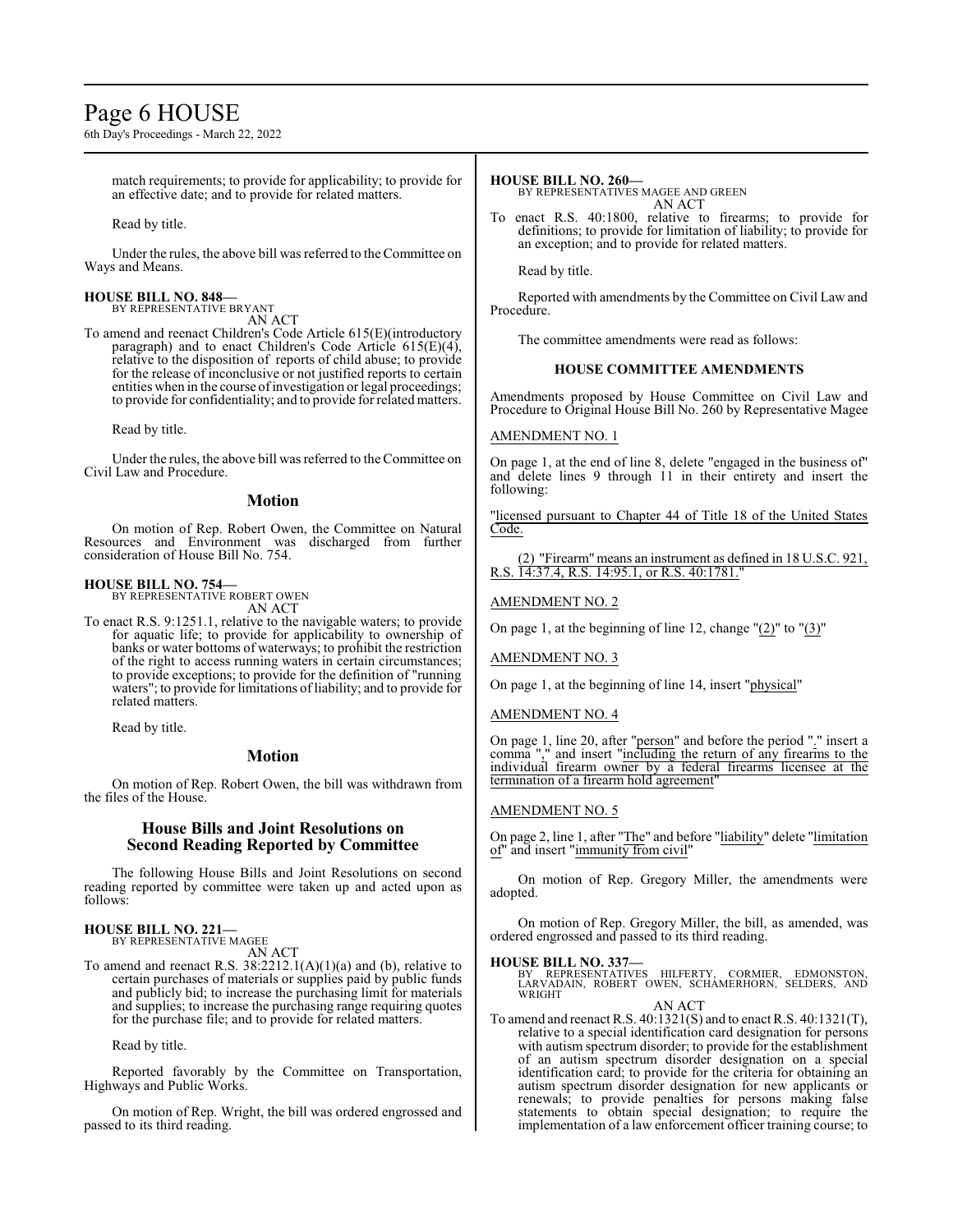match requirements; to provide for applicability; to provide for an effective date; and to provide for related matters.

Read by title.

Under the rules, the above bill was referred to the Committee on Ways and Means.

**HOUSE BILL NO. 848—**
BY REPRESENTATIVE BRYANT
AN ACT

To amend and reenact Children's Code Article 615(E)(introductory paragraph) and to enact Children's Code Article 615(E)(4), relative to the disposition of reports of child abuse; to provide for the release of inconclusive or not justified reports to certain entities when in the course of investigation or legal proceedings; to provide for confidentiality; and to provide for related matters.

Read by title.

Under the rules, the above bill was referred to the Committee on Civil Law and Procedure.

## Motion

On motion of Rep. Robert Owen, the Committee on Natural Resources and Environment was discharged from further consideration of House Bill No. 754.

**HOUSE BILL NO. 754—**
BY REPRESENTATIVE ROBERT OWEN
AN ACT

To enact R.S. 9:1251.1, relative to the navigable waters; to provide for aquatic life; to provide for applicability to ownership of banks or water bottoms of waterways; to prohibit the restriction of the right to access running waters in certain circumstances; to provide exceptions; to provide for the definition of "running waters"; to provide for limitations of liability; and to provide for related matters.

Read by title.

## Motion

On motion of Rep. Robert Owen, the bill was withdrawn from the files of the House.

## House Bills and Joint Resolutions on Second Reading Reported by Committee

The following House Bills and Joint Resolutions on second reading reported by committee were taken up and acted upon as follows:

**HOUSE BILL NO. 221—**
BY REPRESENTATIVE MAGEE
AN ACT

To amend and reenact R.S. 38:2212.1(A)(1)(a) and (b), relative to certain purchases of materials or supplies paid by public funds and publicly bid; to increase the purchasing limit for materials and supplies; to increase the purchasing range requiring quotes for the purchase file; and to provide for related matters.

Read by title.

Reported favorably by the Committee on Transportation, Highways and Public Works.

On motion of Rep. Wright, the bill was ordered engrossed and passed to its third reading.

**HOUSE BILL NO. 260—**
BY REPRESENTATIVES MAGEE AND GREEN
AN ACT

To enact R.S. 40:1800, relative to firearms; to provide for definitions; to provide for limitation of liability; to provide for an exception; and to provide for related matters.

Read by title.

Reported with amendments by the Committee on Civil Law and Procedure.

The committee amendments were read as follows:

### HOUSE COMMITTEE AMENDMENTS

Amendments proposed by House Committee on Civil Law and Procedure to Original House Bill No. 260 by Representative Magee

AMENDMENT NO. 1

On page 1, at the end of line 8, delete "engaged in the business of" and delete lines 9 through 11 in their entirety and insert the following:

"licensed pursuant to Chapter 44 of Title 18 of the United States Code.

(2) "Firearm" means an instrument as defined in 18 U.S.C. 921, R.S. 14:37.4, R.S. 14:95.1, or R.S. 40:1781."

AMENDMENT NO. 2

On page 1, at the beginning of line 12, change "(2)" to "(3)"

AMENDMENT NO. 3

On page 1, at the beginning of line 14, insert "physical"

AMENDMENT NO. 4

On page 1, line 20, after "person" and before the period "." insert a comma "," and insert "including the return of any firearms to the individual firearm owner by a federal firearms licensee at the termination of a firearm hold agreement"

AMENDMENT NO. 5

On page 2, line 1, after "The" and before "liability" delete "limitation of" and insert "immunity from civil"

On motion of Rep. Gregory Miller, the amendments were adopted.

On motion of Rep. Gregory Miller, the bill, as amended, was ordered engrossed and passed to its third reading.

**HOUSE BILL NO. 337—**
BY REPRESENTATIVES HILFERTY, CORMIER, EDMONSTON, LARVADAIN, ROBERT OWEN, SCHAMERHORN, SELDERS, AND WRIGHT
AN ACT

To amend and reenact R.S. 40:1321(S) and to enact R.S. 40:1321(T), relative to a special identification card designation for persons with autism spectrum disorder; to provide for the establishment of an autism spectrum disorder designation on a special identification card; to provide for the criteria for obtaining an autism spectrum disorder designation for new applicants or renewals; to provide penalties for persons making false statements to obtain special designation; to require the implementation of a law enforcement officer training course; to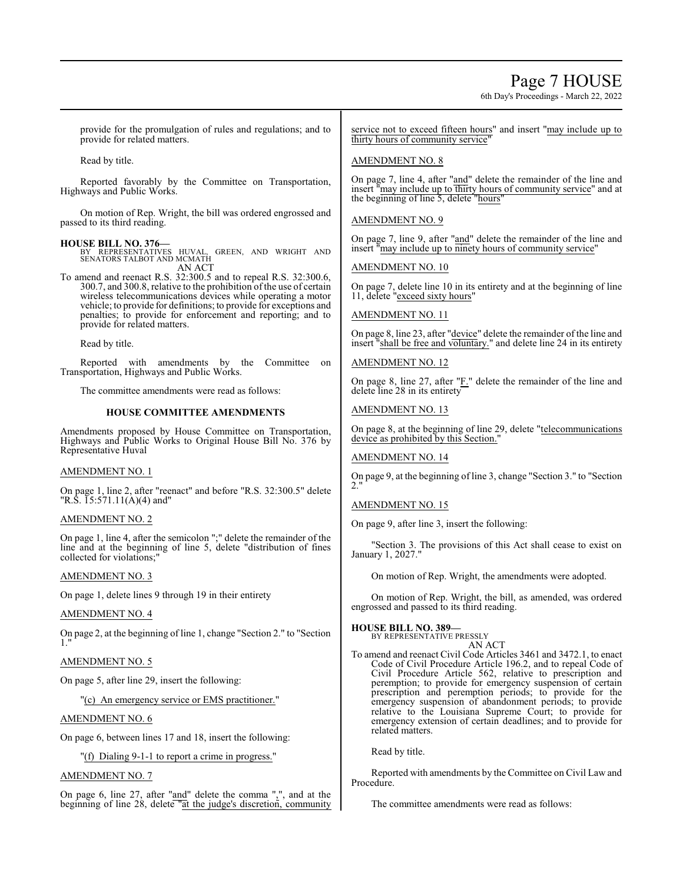provide for the promulgation of rules and regulations; and to provide for related matters.

Read by title.

Reported favorably by the Committee on Transportation, Highways and Public Works.

On motion of Rep. Wright, the bill was ordered engrossed and passed to its third reading.

**HOUSE BILL NO. 376—**
BY REPRESENTATIVES HUVAL, GREEN, AND WRIGHT AND SENATORS TALBOT AND MCMATH
AN ACT

To amend and reenact R.S. 32:300.5 and to repeal R.S. 32:300.6, 300.7, and 300.8, relative to the prohibition of the use of certain wireless telecommunications devices while operating a motor vehicle; to provide for definitions; to provide for exceptions and penalties; to provide for enforcement and reporting; and to provide for related matters.

Read by title.

Reported with amendments by the Committee on Transportation, Highways and Public Works.

The committee amendments were read as follows:

**HOUSE COMMITTEE AMENDMENTS**

Amendments proposed by House Committee on Transportation, Highways and Public Works to Original House Bill No. 376 by Representative Huval

AMENDMENT NO. 1

On page 1, line 2, after "reenact" and before "R.S. 32:300.5" delete "R.S. 15:571.11(A)(4) and"

AMENDMENT NO. 2

On page 1, line 4, after the semicolon ";" delete the remainder of the line and at the beginning of line 5, delete "distribution of fines collected for violations;"

AMENDMENT NO. 3

On page 1, delete lines 9 through 19 in their entirety

AMENDMENT NO. 4

On page 2, at the beginning of line 1, change "Section 2." to "Section 1."

AMENDMENT NO. 5

On page 5, after line 29, insert the following:

"(c) An emergency service or EMS practitioner."

AMENDMENT NO. 6

On page 6, between lines 17 and 18, insert the following:

"(f) Dialing 9-1-1 to report a crime in progress."

AMENDMENT NO. 7

On page 6, line 27, after "and" delete the comma ",", and at the beginning of line 28, delete "at the judge's discretion, community service not to exceed fifteen hours" and insert "may include up to thirty hours of community service"

AMENDMENT NO. 8

On page 7, line 4, after "and" delete the remainder of the line and insert "may include up to thirty hours of community service" and at the beginning of line 5, delete "hours"

AMENDMENT NO. 9

On page 7, line 9, after "and" delete the remainder of the line and insert "may include up to ninety hours of community service"

AMENDMENT NO. 10

On page 7, delete line 10 in its entirety and at the beginning of line 11, delete "exceed sixty hours"

AMENDMENT NO. 11

On page 8, line 23, after "device" delete the remainder of the line and insert "shall be free and voluntary." and delete line 24 in its entirety

AMENDMENT NO. 12

On page 8, line 27, after "F." delete the remainder of the line and delete line 28 in its entirety

AMENDMENT NO. 13

On page 8, at the beginning of line 29, delete "telecommunications device as prohibited by this Section."

AMENDMENT NO. 14

On page 9, at the beginning of line 3, change "Section 3." to "Section 2."

AMENDMENT NO. 15

On page 9, after line 3, insert the following:

"Section 3. The provisions of this Act shall cease to exist on January 1, 2027."

On motion of Rep. Wright, the amendments were adopted.

On motion of Rep. Wright, the bill, as amended, was ordered engrossed and passed to its third reading.

**HOUSE BILL NO. 389—**
BY REPRESENTATIVE PRESSLY
AN ACT

To amend and reenact Civil Code Articles 3461 and 3472.1, to enact Code of Civil Procedure Article 196.2, and to repeal Code of Civil Procedure Article 562, relative to prescription and peremption; to provide for emergency suspension of certain prescription and peremption periods; to provide for the emergency suspension of abandonment periods; to provide relative to the Louisiana Supreme Court; to provide for emergency extension of certain deadlines; and to provide for related matters.

Read by title.

Reported with amendments by the Committee on Civil Law and Procedure.

The committee amendments were read as follows: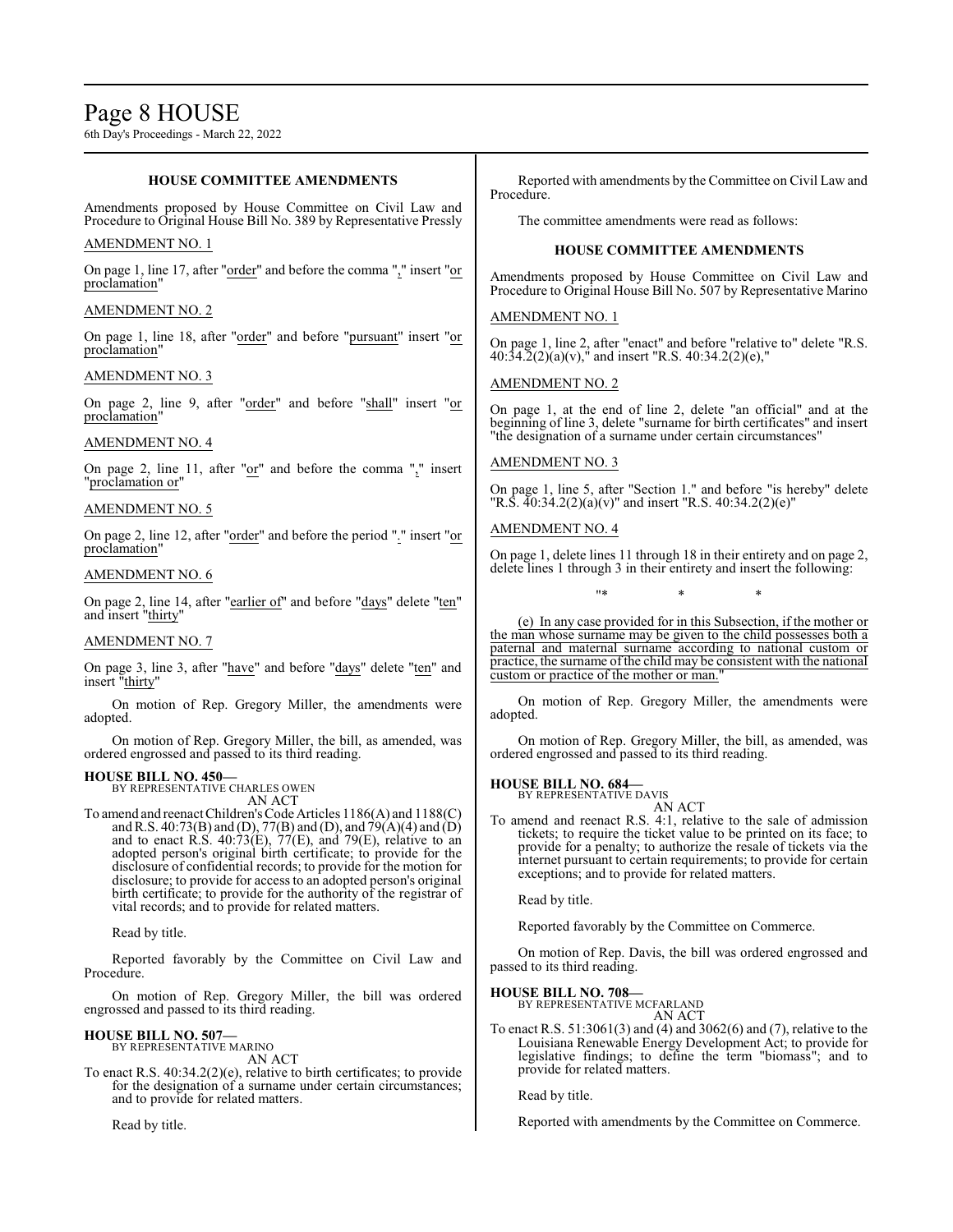### HOUSE COMMITTEE AMENDMENTS

Amendments proposed by House Committee on Civil Law and Procedure to Original House Bill No. 389 by Representative Pressly

AMENDMENT NO. 1

On page 1, line 17, after "order" and before the comma "," insert "or proclamation"

AMENDMENT NO. 2

On page 1, line 18, after "order" and before "pursuant" insert "or proclamation"

AMENDMENT NO. 3

On page 2, line 9, after "order" and before "shall" insert "or proclamation"

AMENDMENT NO. 4

On page 2, line 11, after "or" and before the comma "," insert "proclamation or"

AMENDMENT NO. 5

On page 2, line 12, after "order" and before the period "." insert "or proclamation"

AMENDMENT NO. 6

On page 2, line 14, after "earlier of" and before "days" delete "ten" and insert "thirty"

AMENDMENT NO. 7

On page 3, line 3, after "have" and before "days" delete "ten" and insert "thirty"

On motion of Rep. Gregory Miller, the amendments were adopted.

On motion of Rep. Gregory Miller, the bill, as amended, was ordered engrossed and passed to its third reading.

**HOUSE BILL NO. 450—**
BY REPRESENTATIVE CHARLES OWEN
AN ACT

To amend and reenact Children's Code Articles 1186(A) and 1188(C) and R.S. 40:73(B) and (D), 77(B) and (D), and 79(A)(4) and (D) and to enact R.S. 40:73(E), 77(E), and 79(E), relative to an adopted person's original birth certificate; to provide for the disclosure of confidential records; to provide for the motion for disclosure; to provide for access to an adopted person's original birth certificate; to provide for the authority of the registrar of vital records; and to provide for related matters.

Read by title.

Reported favorably by the Committee on Civil Law and Procedure.

On motion of Rep. Gregory Miller, the bill was ordered engrossed and passed to its third reading.

**HOUSE BILL NO. 507—**
BY REPRESENTATIVE MARINO
AN ACT

To enact R.S. 40:34.2(2)(e), relative to birth certificates; to provide for the designation of a surname under certain circumstances; and to provide for related matters.

Read by title.

Reported with amendments by the Committee on Civil Law and Procedure.

The committee amendments were read as follows:

### HOUSE COMMITTEE AMENDMENTS

Amendments proposed by House Committee on Civil Law and Procedure to Original House Bill No. 507 by Representative Marino

AMENDMENT NO. 1

On page 1, line 2, after "enact" and before "relative to" delete "R.S. 40:34.2(2)(a)(v)," and insert "R.S. 40:34.2(2)(e),"

AMENDMENT NO. 2

On page 1, at the end of line 2, delete "an official" and at the beginning of line 3, delete "surname for birth certificates" and insert "the designation of a surname under certain circumstances"

AMENDMENT NO. 3

On page 1, line 5, after "Section 1." and before "is hereby" delete "R.S. 40:34.2(2)(a)(v)" and insert "R.S. 40:34.2(2)(e)"

AMENDMENT NO. 4

On page 1, delete lines 11 through 18 in their entirety and on page 2, delete lines 1 through 3 in their entirety and insert the following:

"* * *

(e) In any case provided for in this Subsection, if the mother or the man whose surname may be given to the child possesses both a paternal and maternal surname according to national custom or practice, the surname of the child may be consistent with the national custom or practice of the mother or man."

On motion of Rep. Gregory Miller, the amendments were adopted.

On motion of Rep. Gregory Miller, the bill, as amended, was ordered engrossed and passed to its third reading.

**HOUSE BILL NO. 684—**
BY REPRESENTATIVE DAVIS
AN ACT

To amend and reenact R.S. 4:1, relative to the sale of admission tickets; to require the ticket value to be printed on its face; to provide for a penalty; to authorize the resale of tickets via the internet pursuant to certain requirements; to provide for certain exceptions; and to provide for related matters.

Read by title.

Reported favorably by the Committee on Commerce.

On motion of Rep. Davis, the bill was ordered engrossed and passed to its third reading.

**HOUSE BILL NO. 708—**
BY REPRESENTATIVE MCFARLAND
AN ACT

To enact R.S. 51:3061(3) and (4) and 3062(6) and (7), relative to the Louisiana Renewable Energy Development Act; to provide for legislative findings; to define the term "biomass"; and to provide for related matters.

Read by title.

Reported with amendments by the Committee on Commerce.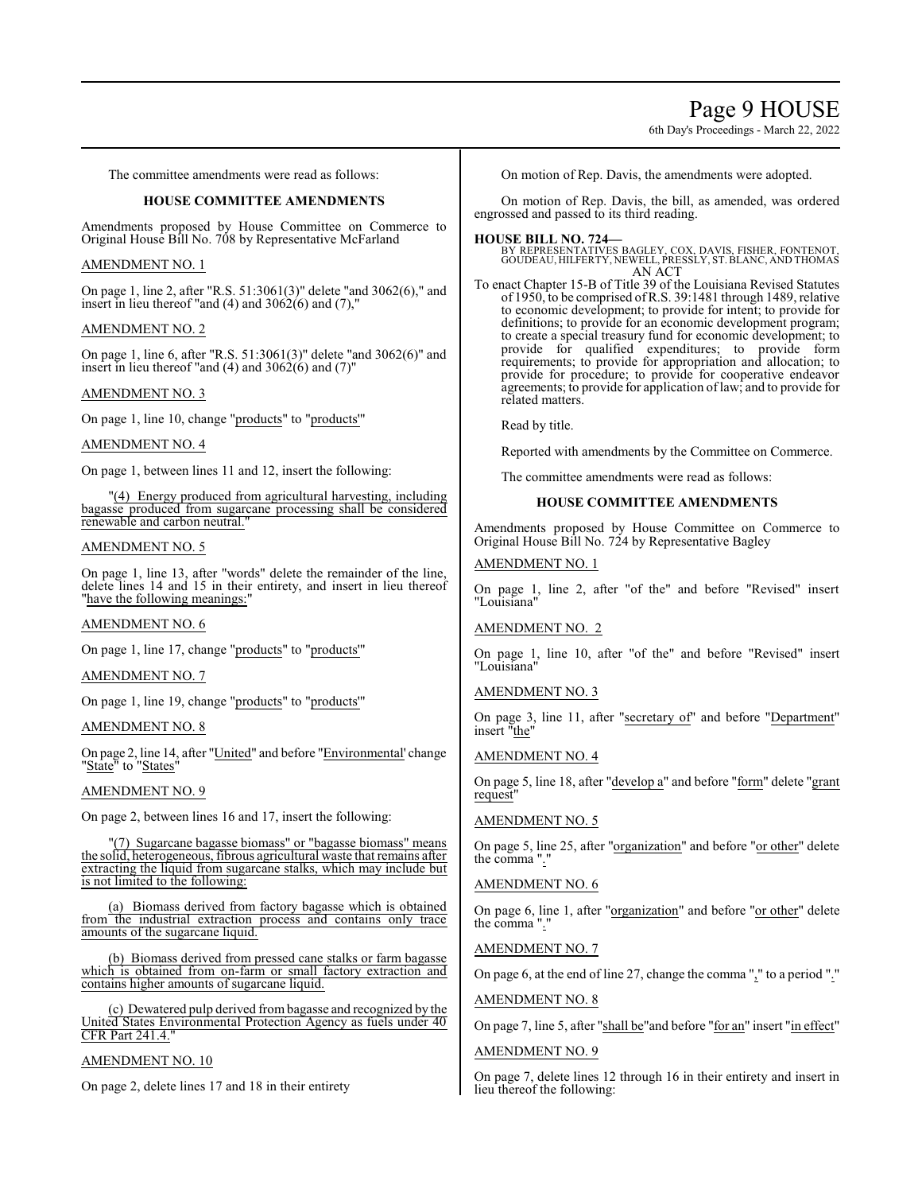The committee amendments were read as follows:

## HOUSE COMMITTEE AMENDMENTS

Amendments proposed by House Committee on Commerce to Original House Bill No. 708 by Representative McFarland

AMENDMENT NO. 1

On page 1, line 2, after "R.S. 51:3061(3)" delete "and 3062(6)," and insert in lieu thereof "and (4) and 3062(6) and (7),"

AMENDMENT NO. 2

On page 1, line 6, after "R.S. 51:3061(3)" delete "and 3062(6)" and insert in lieu thereof "and (4) and 3062(6) and (7)"

AMENDMENT NO. 3

On page 1, line 10, change "products" to "products""

AMENDMENT NO. 4

On page 1, between lines 11 and 12, insert the following:

"(4) Energy produced from agricultural harvesting, including bagasse produced from sugarcane processing shall be considered renewable and carbon neutral."

AMENDMENT NO. 5

On page 1, line 13, after "words" delete the remainder of the line, delete lines 14 and 15 in their entirety, and insert in lieu thereof "have the following meanings:"

AMENDMENT NO. 6

On page 1, line 17, change "products" to "products""

AMENDMENT NO. 7

On page 1, line 19, change "products" to "products""

AMENDMENT NO. 8

On page 2, line 14, after "United" and before "Environmental" change "State" to "States"

AMENDMENT NO. 9

On page 2, between lines 16 and 17, insert the following:

"(7) Sugarcane bagasse biomass" or "bagasse biomass" means the solid, heterogeneous, fibrous agricultural waste that remains after extracting the liquid from sugarcane stalks, which may include but is not limited to the following:

(a) Biomass derived from factory bagasse which is obtained from the industrial extraction process and contains only trace amounts of the sugarcane liquid.

(b) Biomass derived from pressed cane stalks or farm bagasse which is obtained from on-farm or small factory extraction and contains higher amounts of sugarcane liquid.

(c) Dewatered pulp derived from bagasse and recognized by the United States Environmental Protection Agency as fuels under 40 CFR Part 241.4."

AMENDMENT NO. 10

On page 2, delete lines 17 and 18 in their entirety

On motion of Rep. Davis, the amendments were adopted.

On motion of Rep. Davis, the bill, as amended, was ordered engrossed and passed to its third reading.

**HOUSE BILL NO. 724—**

BY REPRESENTATIVES BAGLEY, COX, DAVIS, FISHER, FONTENOT, GOUDEAU, HILFERTY, NEWELL, PRESSLY, ST. BLANC, AND THOMAS

AN ACT

To enact Chapter 15-B of Title 39 of the Louisiana Revised Statutes of 1950, to be comprised of R.S. 39:1481 through 1489, relative to economic development; to provide for intent; to provide for definitions; to provide for an economic development program; to create a special treasury fund for economic development; to provide for qualified expenditures; to provide form requirements; to provide for appropriation and allocation; to provide for procedure; to provide for cooperative endeavor agreements; to provide for application of law; and to provide for related matters.

Read by title.

Reported with amendments by the Committee on Commerce.

The committee amendments were read as follows:

## HOUSE COMMITTEE AMENDMENTS

Amendments proposed by House Committee on Commerce to Original House Bill No. 724 by Representative Bagley

AMENDMENT NO. 1

On page 1, line 2, after "of the" and before "Revised" insert "Louisiana"

AMENDMENT NO. 2

On page 1, line 10, after "of the" and before "Revised" insert "Louisiana"

AMENDMENT NO. 3

On page 3, line 11, after "secretary of" and before "Department" insert "the"

AMENDMENT NO. 4

On page 5, line 18, after "develop a" and before "form" delete "grant request"

AMENDMENT NO. 5

On page 5, line 25, after "organization" and before "or other" delete the comma ","

AMENDMENT NO. 6

On page 6, line 1, after "organization" and before "or other" delete the comma ","

AMENDMENT NO. 7

On page 6, at the end of line 27, change the comma "," to a period "."

AMENDMENT NO. 8

On page 7, line 5, after "shall be" and before "for an" insert "in effect"

AMENDMENT NO. 9

On page 7, delete lines 12 through 16 in their entirety and insert in lieu thereof the following: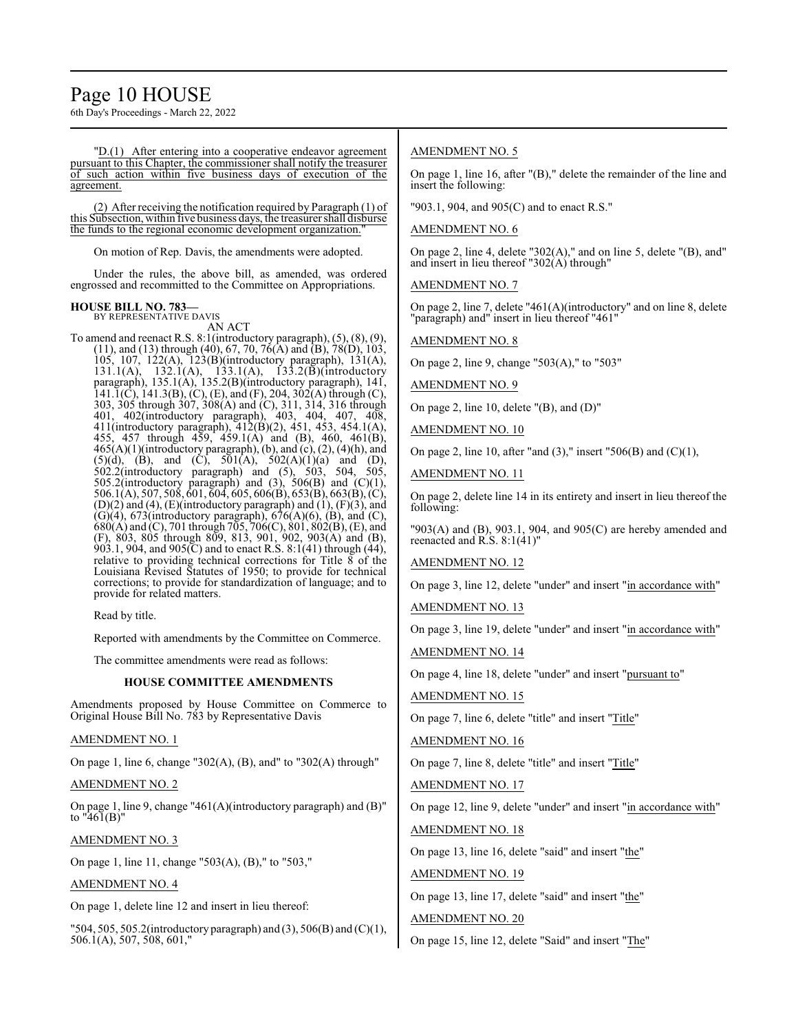"D.(1) After entering into a cooperative endeavor agreement pursuant to this Chapter, the commissioner shall notify the treasurer of such action within five business days of execution of the agreement.

(2) After receiving the notification required by Paragraph (1) of this Subsection, within five business days, the treasurer shall disburse the funds to the regional economic development organization."

On motion of Rep. Davis, the amendments were adopted.

Under the rules, the above bill, as amended, was ordered engrossed and recommitted to the Committee on Appropriations.

**HOUSE BILL NO. 783—**
BY REPRESENTATIVE DAVIS
AN ACT

To amend and reenact R.S. 8:1(introductory paragraph), (5), (8), (9), (11), and (13) through (40), 67, 70, 76(A) and (B), 78(D), 103, 105, 107, 122(A), 123(B)(introductory paragraph), 131(A), 131.1(A), 132.1(A), 133.1(A), 133.2(B)(introductory paragraph), 135.1(A), 135.2(B)(introductory paragraph), 141, 141.1(C), 141.3(B), (C), (E), and (F), 204, 302(A) through (C), 303, 305 through 307, 308(A) and (C), 311, 314, 316 through 401, 402(introductory paragraph), 403, 404, 407, 408, 411(introductory paragraph), 412(B)(2), 451, 453, 454.1(A), 455, 457 through 459, 459.1(A) and (B), 460, 461(B), 465(A)(1)(introductory paragraph), (b), and (c), (2), (4)(h), and (5)(d), (B), and (C), 501(A), 502(A)(1)(a) and (D), 502.2(introductory paragraph) and (5), 503, 504, 505, 505.2(introductory paragraph) and (3), 506(B) and (C)(1), 506.1(A), 507, 508, 601, 604, 605, 606(B), 653(B), 663(B), (C), (D)(2) and (4), (E)(introductory paragraph) and (1), (F)(3), and (G)(4), 673(introductory paragraph), 676(A)(6), (B), and (C), 680(A) and (C), 701 through 705, 706(C), 801, 802(B), (E), and (F), 803, 805 through 809, 813, 901, 902, 903(A) and (B), 903.1, 904, and 905(C) and to enact R.S. 8:1(41) through (44), relative to providing technical corrections for Title 8 of the Louisiana Revised Statutes of 1950; to provide for technical corrections; to provide for standardization of language; and to provide for related matters.

Read by title.

Reported with amendments by the Committee on Commerce.

The committee amendments were read as follows:

### HOUSE COMMITTEE AMENDMENTS

Amendments proposed by House Committee on Commerce to Original House Bill No. 783 by Representative Davis

AMENDMENT NO. 1

On page 1, line 6, change "302(A), (B), and" to "302(A) through"

AMENDMENT NO. 2

On page 1, line 9, change "461(A)(introductory paragraph) and (B)" to "461(B)"

AMENDMENT NO. 3

On page 1, line 11, change "503(A), (B)," to "503,"

AMENDMENT NO. 4

On page 1, delete line 12 and insert in lieu thereof:

"504, 505, 505.2(introductory paragraph) and (3), 506(B) and (C)(1), 506.1(A), 507, 508, 601,"

AMENDMENT NO. 5

On page 1, line 16, after "(B)," delete the remainder of the line and insert the following:

"903.1, 904, and 905(C) and to enact R.S."

AMENDMENT NO. 6

On page 2, line 4, delete "302(A)," and on line 5, delete "(B), and" and insert in lieu thereof "302(A) through"

AMENDMENT NO. 7

On page 2, line 7, delete "461(A)(introductory" and on line 8, delete "paragraph) and" insert in lieu thereof "461"

AMENDMENT NO. 8

On page 2, line 9, change "503(A)," to "503"

AMENDMENT NO. 9

On page 2, line 10, delete "(B), and (D)"

AMENDMENT NO. 10

On page 2, line 10, after "and (3)," insert "506(B) and (C)(1),

AMENDMENT NO. 11

On page 2, delete line 14 in its entirety and insert in lieu thereof the following:

"903(A) and (B), 903.1, 904, and 905(C) are hereby amended and reenacted and R.S. 8:1(41)"

AMENDMENT NO. 12

On page 3, line 12, delete "under" and insert "in accordance with"

AMENDMENT NO. 13

On page 3, line 19, delete "under" and insert "in accordance with"

AMENDMENT NO. 14

On page 4, line 18, delete "under" and insert "pursuant to"

AMENDMENT NO. 15

On page 7, line 6, delete "title" and insert "Title"

AMENDMENT NO. 16

On page 7, line 8, delete "title" and insert "Title"

AMENDMENT NO. 17

On page 12, line 9, delete "under" and insert "in accordance with"

AMENDMENT NO. 18

On page 13, line 16, delete "said" and insert "the"

AMENDMENT NO. 19

On page 13, line 17, delete "said" and insert "the"

AMENDMENT NO. 20

On page 15, line 12, delete "Said" and insert "The"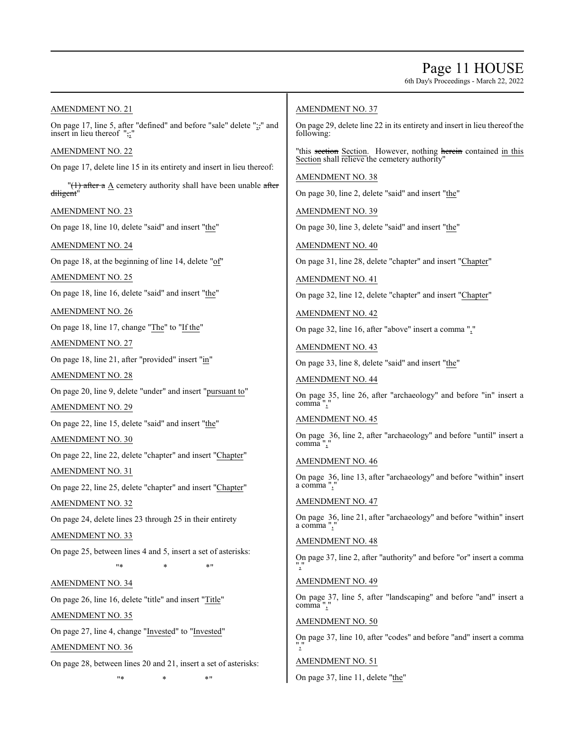AMENDMENT NO. 21

On page 17, line 5, after "defined" and before "sale" delete ";" and insert in lieu thereof ";"

AMENDMENT NO. 22

On page 17, delete line 15 in its entirety and insert in lieu thereof:

"~~(1) after a~~ A cemetery authority shall have been unable ~~after diligent~~"

AMENDMENT NO. 23

On page 18, line 10, delete "said" and insert "the"

AMENDMENT NO. 24

On page 18, at the beginning of line 14, delete "of"

AMENDMENT NO. 25

On page 18, line 16, delete "said" and insert "the"

AMENDMENT NO. 26

On page 18, line 17, change "The" to "If the"

AMENDMENT NO. 27

On page 18, line 21, after "provided" insert "in"

AMENDMENT NO. 28

On page 20, line 9, delete "under" and insert "pursuant to"

AMENDMENT NO. 29

On page 22, line 15, delete "said" and insert "the"

AMENDMENT NO. 30

On page 22, line 22, delete "chapter" and insert "Chapter"

AMENDMENT NO. 31

On page 22, line 25, delete "chapter" and insert "Chapter"

AMENDMENT NO. 32

On page 24, delete lines 23 through 25 in their entirety

AMENDMENT NO. 33

On page 25, between lines 4 and 5, insert a set of asterisks:

"* * *"

AMENDMENT NO. 34

On page 26, line 16, delete "title" and insert "Title"

AMENDMENT NO. 35

On page 27, line 4, change "Invested" to "Invested"

AMENDMENT NO. 36

On page 28, between lines 20 and 21, insert a set of asterisks:

"* * *"

AMENDMENT NO. 37

On page 29, delete line 22 in its entirety and insert in lieu thereof the following:

"this ~~section~~ Section. However, nothing ~~herein~~ contained in this Section shall relieve the cemetery authority"

AMENDMENT NO. 38

On page 30, line 2, delete "said" and insert "the"

AMENDMENT NO. 39

On page 30, line 3, delete "said" and insert "the"

AMENDMENT NO. 40

On page 31, line 28, delete "chapter" and insert "Chapter"

AMENDMENT NO. 41

On page 32, line 12, delete "chapter" and insert "Chapter"

AMENDMENT NO. 42

On page 32, line 16, after "above" insert a comma ","

AMENDMENT NO. 43

On page 33, line 8, delete "said" and insert "the"

AMENDMENT NO. 44

On page 35, line 26, after "archaeology" and before "in" insert a comma ","

AMENDMENT NO. 45

On page 36, line 2, after "archaeology" and before "until" insert a comma ","

AMENDMENT NO. 46

On page 36, line 13, after "archaeology" and before "within" insert a comma ","

AMENDMENT NO. 47

On page 36, line 21, after "archaeology" and before "within" insert a comma ","

AMENDMENT NO. 48

On page 37, line 2, after "authority" and before "or" insert a comma ","

AMENDMENT NO. 49

On page 37, line 5, after "landscaping" and before "and" insert a comma ","

AMENDMENT NO. 50

On page 37, line 10, after "codes" and before "and" insert a comma ","

AMENDMENT NO. 51

On page 37, line 11, delete "the"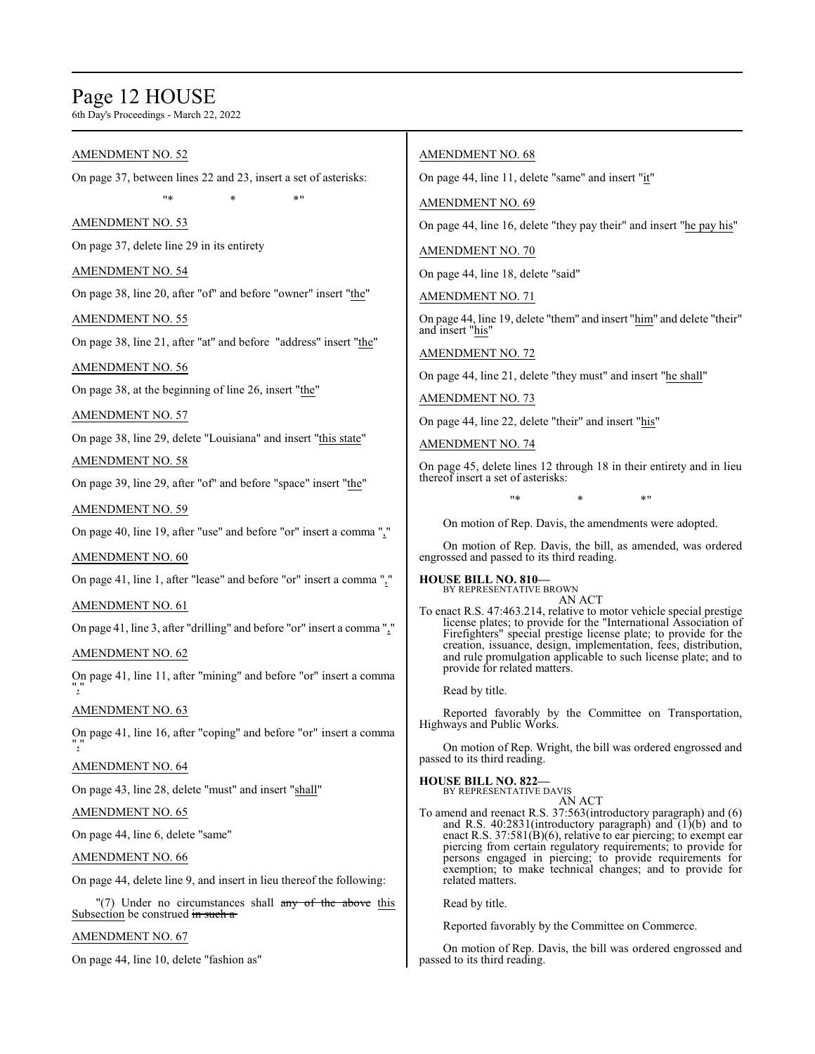AMENDMENT NO. 52

On page 37, between lines 22 and 23, insert a set of asterisks:

"* * *"

AMENDMENT NO. 53

On page 37, delete line 29 in its entirety

AMENDMENT NO. 54

On page 38, line 20, after "of" and before "owner" insert "the"

AMENDMENT NO. 55

On page 38, line 21, after "at" and before "address" insert "the"

AMENDMENT NO. 56

On page 38, at the beginning of line 26, insert "the"

AMENDMENT NO. 57

On page 38, line 29, delete "Louisiana" and insert "this state"

AMENDMENT NO. 58

On page 39, line 29, after "of" and before "space" insert "the"

AMENDMENT NO. 59

On page 40, line 19, after "use" and before "or" insert a comma ","

AMENDMENT NO. 60

On page 41, line 1, after "lease" and before "or" insert a comma ","

AMENDMENT NO. 61

On page 41, line 3, after "drilling" and before "or" insert a comma ","

AMENDMENT NO. 62

On page 41, line 11, after "mining" and before "or" insert a comma ","

AMENDMENT NO. 63

On page 41, line 16, after "coping" and before "or" insert a comma ","

AMENDMENT NO. 64

On page 43, line 28, delete "must" and insert "shall"

AMENDMENT NO. 65

On page 44, line 6, delete "same"

AMENDMENT NO. 66

On page 44, delete line 9, and insert in lieu thereof the following:

"(7) Under no circumstances shall ~~any of the above~~ this Subsection be construed ~~in such a~~

AMENDMENT NO. 67

On page 44, line 10, delete "fashion as"

AMENDMENT NO. 68

On page 44, line 11, delete "same" and insert "it"

AMENDMENT NO. 69

On page 44, line 16, delete "they pay their" and insert "he pay his"

AMENDMENT NO. 70

On page 44, line 18, delete "said"

AMENDMENT NO. 71

On page 44, line 19, delete "them" and insert "him" and delete "their" and insert "his"

AMENDMENT NO. 72

On page 44, line 21, delete "they must" and insert "he shall"

AMENDMENT NO. 73

On page 44, line 22, delete "their" and insert "his"

AMENDMENT NO. 74

On page 45, delete lines 12 through 18 in their entirety and in lieu thereof insert a set of asterisks:

"* * *"

On motion of Rep. Davis, the amendments were adopted.

On motion of Rep. Davis, the bill, as amended, was ordered engrossed and passed to its third reading.

**HOUSE BILL NO. 810—**
BY REPRESENTATIVE BROWN
AN ACT

To enact R.S. 47:463.214, relative to motor vehicle special prestige license plates; to provide for the "International Association of Firefighters" special prestige license plate; to provide for the creation, issuance, design, implementation, fees, distribution, and rule promulgation applicable to such license plate; and to provide for related matters.

Read by title.

Reported favorably by the Committee on Transportation, Highways and Public Works.

On motion of Rep. Wright, the bill was ordered engrossed and passed to its third reading.

**HOUSE BILL NO. 822—**
BY REPRESENTATIVE DAVIS
AN ACT

To amend and reenact R.S. 37:563(introductory paragraph) and (6) and R.S. 40:2831(introductory paragraph) and (1)(b) and to enact R.S. 37:581(B)(6), relative to ear piercing; to exempt ear piercing from certain regulatory requirements; to provide for persons engaged in piercing; to provide requirements for exemption; to make technical changes; and to provide for related matters.

Read by title.

Reported favorably by the Committee on Commerce.

On motion of Rep. Davis, the bill was ordered engrossed and passed to its third reading.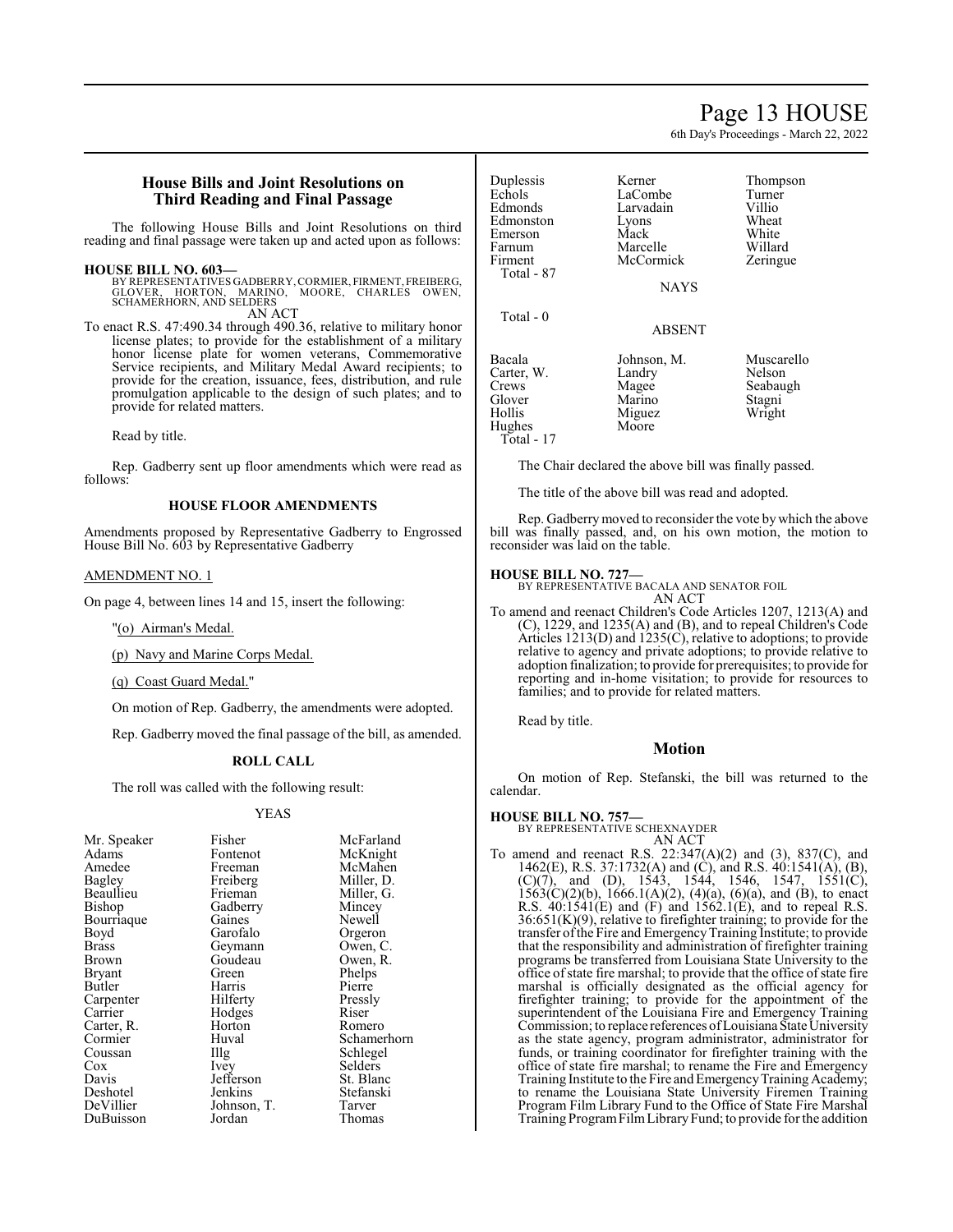## House Bills and Joint Resolutions on Third Reading and Final Passage

The following House Bills and Joint Resolutions on third reading and final passage were taken up and acted upon as follows:

**HOUSE BILL NO. 603—**
BY REPRESENTATIVES GADBERRY, CORMIER, FIRMENT, FREIBERG, GLOVER, HORTON, MARINO, MOORE, CHARLES OWEN, SCHAMERHORN, AND SELDERS
AN ACT

To enact R.S. 47:490.34 through 490.36, relative to military honor license plates; to provide for the establishment of a military honor license plate for women veterans, Commemorative Service recipients, and Military Medal Award recipients; to provide for the creation, issuance, fees, distribution, and rule promulgation applicable to the design of such plates; and to provide for related matters.

Read by title.

Rep. Gadberry sent up floor amendments which were read as follows:

### HOUSE FLOOR AMENDMENTS

Amendments proposed by Representative Gadberry to Engrossed House Bill No. 603 by Representative Gadberry

AMENDMENT NO. 1

On page 4, between lines 14 and 15, insert the following:

"(o) Airman's Medal.

(p) Navy and Marine Corps Medal.

(q) Coast Guard Medal."

On motion of Rep. Gadberry, the amendments were adopted.

Rep. Gadberry moved the final passage of the bill, as amended.

### ROLL CALL

The roll was called with the following result:

YEAS

| | | |
|---|---|---|
| Mr. Speaker | Fisher | McFarland |
| Adams | Fontenot | McKnight |
| Amedee | Freeman | McMahen |
| Bagley | Freiberg | Miller, D. |
| Beaullieu | Frieman | Miller, G. |
| Bishop | Gadberry | Mincey |
| Bourriaque | Gaines | Newell |
| Boyd | Garofalo | Orgeron |
| Brass | Geymann | Owen, C. |
| Brown | Goudeau | Owen, R. |
| Bryant | Green | Phelps |
| Butler | Harris | Pierre |
| Carpenter | Hilferty | Pressly |
| Carrier | Hodges | Riser |
| Carter, R. | Horton | Romero |
| Cormier | Huval | Schamerhorn |
| Coussan | Illg | Schlegel |
| Cox | Ivey | Selders |
| Davis | Jefferson | St. Blanc |
| Deshotel | Jenkins | Stefanski |
| DeVillier | Johnson, T. | Tarver |
| DuBuisson | Jordan | Thomas |
| Duplessis | Kerner | Thompson |
| Echols | LaCombe | Turner |
| Edmonds | Larvadain | Villio |
| Edmonston | Lyons | Wheat |
| Emerson | Mack | White |
| Farnum | Marcelle | Willard |
| Firment | McCormick | Zeringue |

Total - 87

NAYS

Total - 0

ABSENT

| | | |
|---|---|---|
| Bacala | Johnson, M. | Muscarello |
| Carter, W. | Landry | Nelson |
| Crews | Magee | Seabaugh |
| Glover | Marino | Stagni |
| Hollis | Miguez | Wright |
| Hughes | Moore | |

Total - 17

The Chair declared the above bill was finally passed.

The title of the above bill was read and adopted.

Rep. Gadberry moved to reconsider the vote by which the above bill was finally passed, and, on his own motion, the motion to reconsider was laid on the table.

**HOUSE BILL NO. 727—**
BY REPRESENTATIVE BACALA AND SENATOR FOIL
AN ACT

To amend and reenact Children's Code Articles 1207, 1213(A) and (C), 1229, and 1235(A) and (B), and to repeal Children's Code Articles 1213(D) and 1235(C), relative to adoptions; to provide relative to agency and private adoptions; to provide relative to adoption finalization; to provide for prerequisites; to provide for reporting and in-home visitation; to provide for resources to families; and to provide for related matters.

Read by title.

## Motion

On motion of Rep. Stefanski, the bill was returned to the calendar.

**HOUSE BILL NO. 757—**
BY REPRESENTATIVE SCHEXNAYDER
AN ACT

To amend and reenact R.S. 22:347(A)(2) and (3), 837(C), and 1462(E), R.S. 37:1732(A) and (C), and R.S. 40:1541(A), (B), (C)(7), and (D), 1543, 1544, 1546, 1547, 1551(C), 1563(C)(2)(b), 1666.1(A)(2), (4)(a), (6)(a), and (B), to enact R.S. 40:1541(E) and (F) and 1562.1(E), and to repeal R.S. 36:651(K)(9), relative to firefighter training; to provide for the transfer of the Fire and Emergency Training Institute; to provide that the responsibility and administration of firefighter training programs be transferred from Louisiana State University to the office of state fire marshal; to provide that the office of state fire marshal is officially designated as the official agency for firefighter training; to provide for the appointment of the superintendent of the Louisiana Fire and Emergency Training Commission; to replace references of Louisiana State University as the state agency, program administrator, administrator for funds, or training coordinator for firefighter training with the office of state fire marshal; to rename the Fire and Emergency Training Institute to the Fire and Emergency Training Academy; to rename the Louisiana State University Firemen Training Program Film Library Fund to the Office of State Fire Marshal Training Program Film Library Fund; to provide for the addition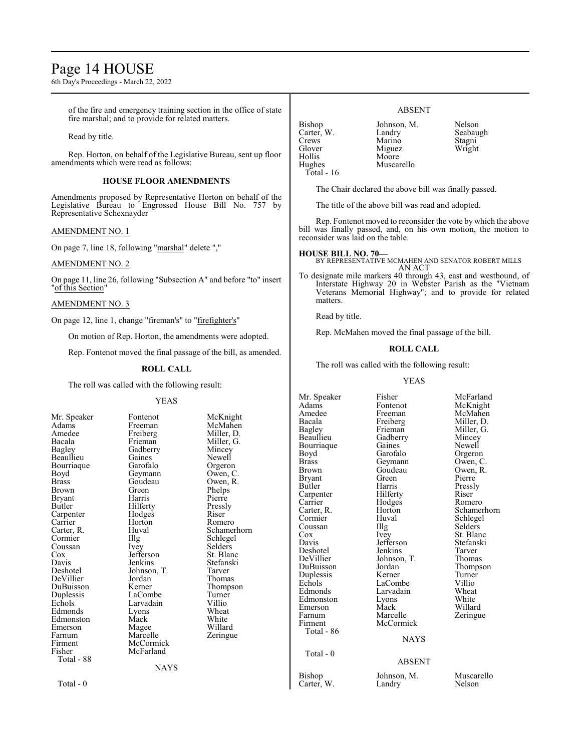of the fire and emergency training section in the office of state fire marshal; and to provide for related matters.

Read by title.

Rep. Horton, on behalf of the Legislative Bureau, sent up floor amendments which were read as follows:

### HOUSE FLOOR AMENDMENTS

Amendments proposed by Representative Horton on behalf of the Legislative Bureau to Engrossed House Bill No. 757 by Representative Schexnayder

AMENDMENT NO. 1

On page 7, line 18, following "marshal" delete ","

AMENDMENT NO. 2

On page 11, line 26, following "Subsection A" and before "to" insert "of this Section"

AMENDMENT NO. 3

On page 12, line 1, change "fireman's" to "firefighter's"

On motion of Rep. Horton, the amendments were adopted.

Rep. Fontenot moved the final passage of the bill, as amended.

### ROLL CALL

The roll was called with the following result:

YEAS

| | | |
|---|---|---|
| Mr. Speaker | Fontenot | McKnight |
| Adams | Freeman | McMahen |
| Amedee | Freiberg | Miller, D. |
| Bacala | Frieman | Miller, G. |
| Bagley | Gadberry | Mincey |
| Beaullieu | Gaines | Newell |
| Bourriaque | Garofalo | Orgeron |
| Boyd | Geymann | Owen, C. |
| Brass | Goudeau | Owen, R. |
| Brown | Green | Phelps |
| Bryant | Harris | Pierre |
| Butler | Hilferty | Pressly |
| Carpenter | Hodges | Riser |
| Carrier | Horton | Romero |
| Carter, R. | Huval | Schamerhorn |
| Cormier | Illg | Schlegel |
| Coussan | Ivey | Selders |
| Cox | Jefferson | St. Blanc |
| Davis | Jenkins | Stefanski |
| Deshotel | Johnson, T. | Tarver |
| DeVillier | Jordan | Thomas |
| DuBuisson | Kerner | Thompson |
| Duplessis | LaCombe | Turner |
| Echols | Larvadain | Villio |
| Edmonds | Lyons | Wheat |
| Edmonston | Mack | White |
| Emerson | Magee | Willard |
| Farnum | Marcelle | Zeringue |
| Firment | McCormick | |
| Fisher | McFarland | |

Total - 88

NAYS

Total - 0

ABSENT

| | | |
|---|---|---|
| Bishop | Johnson, M. | Nelson |
| Carter, W. | Landry | Seabaugh |
| Crews | Marino | Stagni |
| Glover | Miguez | Wright |
| Hollis | Moore | |
| Hughes | Muscarello | |

Total - 16

The Chair declared the above bill was finally passed.

The title of the above bill was read and adopted.

Rep. Fontenot moved to reconsider the vote by which the above bill was finally passed, and, on his own motion, the motion to reconsider was laid on the table.

**HOUSE BILL NO. 70—**
BY REPRESENTATIVE MCMAHEN AND SENATOR ROBERT MILLS
AN ACT

To designate mile markers 40 through 43, east and westbound, of Interstate Highway 20 in Webster Parish as the "Vietnam Veterans Memorial Highway"; and to provide for related matters.

Read by title.

Rep. McMahen moved the final passage of the bill.

### ROLL CALL

The roll was called with the following result:

YEAS

| | | |
|---|---|---|
| Mr. Speaker | Fisher | McFarland |
| Adams | Fontenot | McKnight |
| Amedee | Freeman | McMahen |
| Bacala | Freiberg | Miller, D. |
| Bagley | Frieman | Miller, G. |
| Beaullieu | Gadberry | Mincey |
| Bourriaque | Gaines | Newell |
| Boyd | Garofalo | Orgeron |
| Brass | Geymann | Owen, C. |
| Brown | Goudeau | Owen, R. |
| Bryant | Green | Pierre |
| Butler | Harris | Pressly |
| Carpenter | Hilferty | Riser |
| Carrier | Hodges | Romero |
| Carter, R. | Horton | Schamerhorn |
| Cormier | Huval | Schlegel |
| Coussan | Illg | Selders |
| Cox | Ivey | St. Blanc |
| Davis | Jefferson | Stefanski |
| Deshotel | Jenkins | Tarver |
| DeVillier | Johnson, T. | Thomas |
| DuBuisson | Jordan | Thompson |
| Duplessis | Kerner | Turner |
| Echols | LaCombe | Villio |
| Edmonds | Larvadain | Wheat |
| Edmonston | Lyons | White |
| Emerson | Mack | Willard |
| Farnum | Marcelle | Zeringue |
| Firment | McCormick | |

Total - 86

NAYS

Total - 0

ABSENT

| | | |
|---|---|---|
| Bishop | Johnson, M. | Muscarello |
| Carter, W. | Landry | Nelson |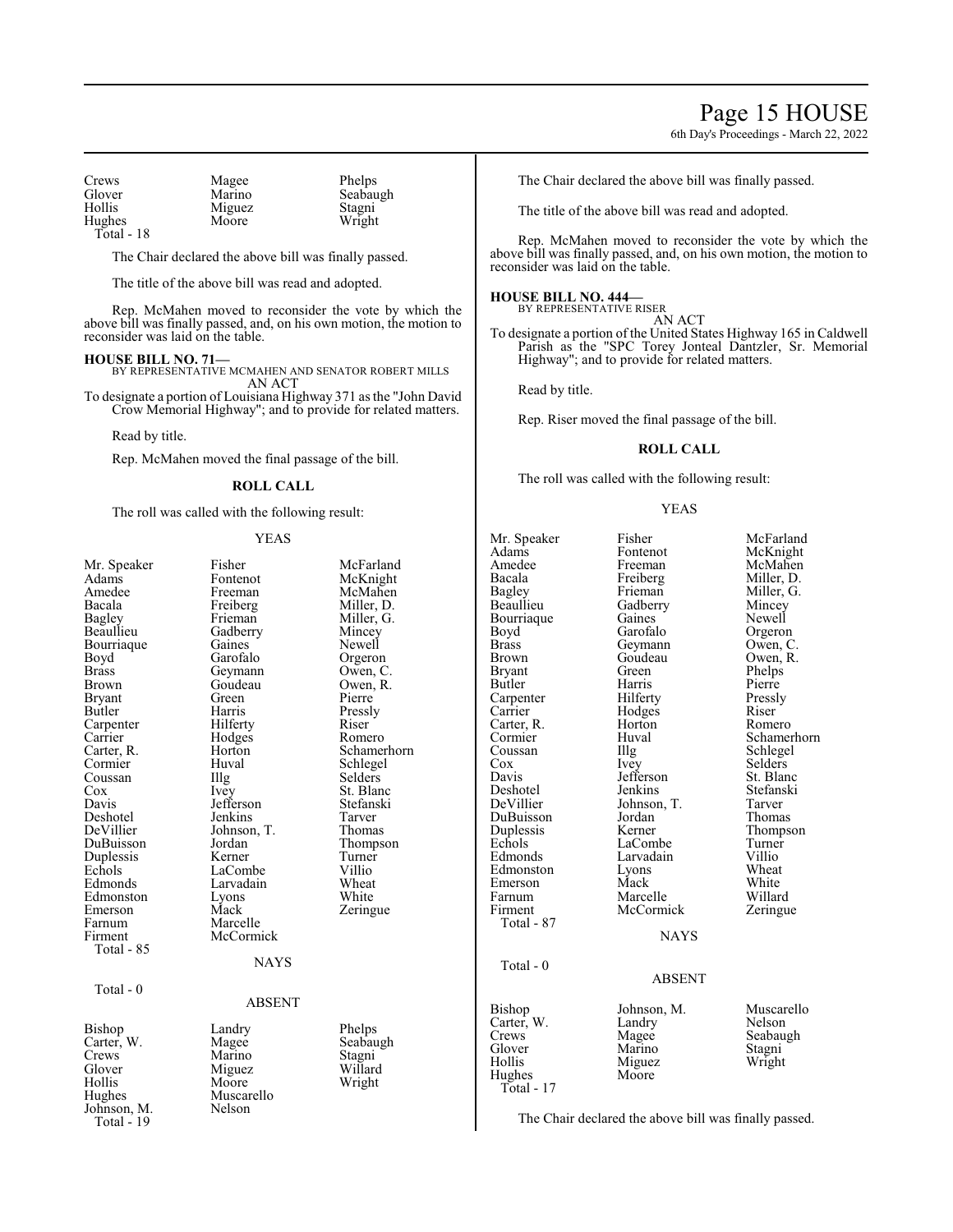| | | |
|---|---|---|
| Crews | Magee | Phelps |
| Glover | Marino | Seabaugh |
| Hollis | Miguez | Stagni |
| Hughes | Moore | Wright |
| Total - 18 | | |

The Chair declared the above bill was finally passed.

The title of the above bill was read and adopted.

Rep. McMahen moved to reconsider the vote by which the above bill was finally passed, and, on his own motion, the motion to reconsider was laid on the table.

**HOUSE BILL NO. 71—**
BY REPRESENTATIVE MCMAHEN AND SENATOR ROBERT MILLS
AN ACT
To designate a portion of Louisiana Highway 371 as the "John David Crow Memorial Highway"; and to provide for related matters.

Read by title.

Rep. McMahen moved the final passage of the bill.

**ROLL CALL**

The roll was called with the following result:

YEAS

| | | |
|---|---|---|
| Mr. Speaker | Fisher | McFarland |
| Adams | Fontenot | McKnight |
| Amedee | Freeman | McMahen |
| Bacala | Freiberg | Miller, D. |
| Bagley | Frieman | Miller, G. |
| Beaullieu | Gadberry | Mincey |
| Bourriaque | Gaines | Newell |
| Boyd | Garofalo | Orgeron |
| Brass | Geymann | Owen, C. |
| Brown | Goudeau | Owen, R. |
| Bryant | Green | Pierre |
| Butler | Harris | Pressly |
| Carpenter | Hilferty | Riser |
| Carrier | Hodges | Romero |
| Carter, R. | Horton | Schamerhorn |
| Cormier | Huval | Schlegel |
| Coussan | Illg | Selders |
| Cox | Ivey | St. Blanc |
| Davis | Jefferson | Stefanski |
| Deshotel | Jenkins | Tarver |
| DeVillier | Johnson, T. | Thomas |
| DuBuisson | Jordan | Thompson |
| Duplessis | Kerner | Turner |
| Echols | LaCombe | Villio |
| Edmonds | Larvadain | Wheat |
| Edmonston | Lyons | White |
| Emerson | Mack | Zeringue |
| Farnum | Marcelle | |
| Firment | McCormick | |
| Total - 85 | | |

NAYS

Total - 0

ABSENT

| | | |
|---|---|---|
| Bishop | Landry | Phelps |
| Carter, W. | Magee | Seabaugh |
| Crews | Marino | Stagni |
| Glover | Miguez | Willard |
| Hollis | Moore | Wright |
| Hughes | Muscarello | |
| Johnson, M. | Nelson | |
| Total - 19 | | |

The Chair declared the above bill was finally passed.

The title of the above bill was read and adopted.

Rep. McMahen moved to reconsider the vote by which the above bill was finally passed, and, on his own motion, the motion to reconsider was laid on the table.

**HOUSE BILL NO. 444—**
BY REPRESENTATIVE RISER
AN ACT
To designate a portion of the United States Highway 165 in Caldwell Parish as the "SPC Torey Jonteal Dantzler, Sr. Memorial Highway"; and to provide for related matters.

Read by title.

Rep. Riser moved the final passage of the bill.

**ROLL CALL**

The roll was called with the following result:

YEAS

| | | |
|---|---|---|
| Mr. Speaker | Fisher | McFarland |
| Adams | Fontenot | McKnight |
| Amedee | Freeman | McMahen |
| Bacala | Freiberg | Miller, D. |
| Bagley | Frieman | Miller, G. |
| Beaullieu | Gadberry | Mincey |
| Bourriaque | Gaines | Newell |
| Boyd | Garofalo | Orgeron |
| Brass | Geymann | Owen, C. |
| Brown | Goudeau | Owen, R. |
| Bryant | Green | Phelps |
| Butler | Harris | Pierre |
| Carpenter | Hilferty | Pressly |
| Carrier | Hodges | Riser |
| Carter, R. | Horton | Romero |
| Cormier | Huval | Schamerhorn |
| Coussan | Illg | Schlegel |
| Cox | Ivey | Selders |
| Davis | Jefferson | St. Blanc |
| Deshotel | Jenkins | Stefanski |
| DeVillier | Johnson, T. | Tarver |
| DuBuisson | Jordan | Thomas |
| Duplessis | Kerner | Thompson |
| Echols | LaCombe | Turner |
| Edmonds | Larvadain | Villio |
| Edmonston | Lyons | Wheat |
| Emerson | Mack | White |
| Farnum | Marcelle | Willard |
| Firment | McCormick | Zeringue |
| Total - 87 | | |

NAYS

Total - 0

ABSENT

| | | |
|---|---|---|
| Bishop | Johnson, M. | Muscarello |
| Carter, W. | Landry | Nelson |
| Crews | Magee | Seabaugh |
| Glover | Marino | Stagni |
| Hollis | Miguez | Wright |
| Hughes | Moore | |
| Total - 17 | | |

The Chair declared the above bill was finally passed.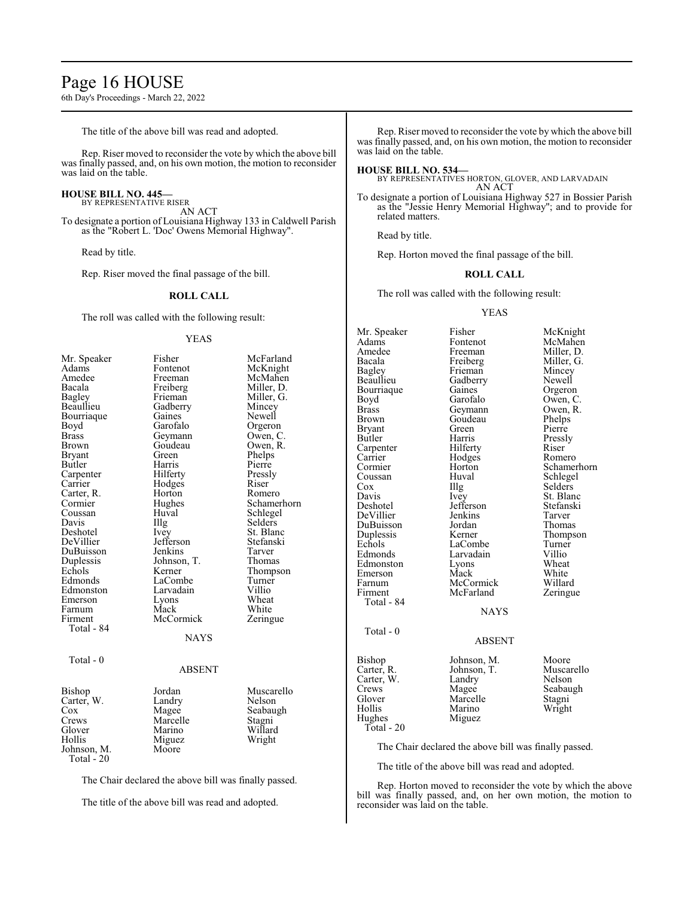The title of the above bill was read and adopted.

Rep. Riser moved to reconsider the vote by which the above bill was finally passed, and, on his own motion, the motion to reconsider was laid on the table.

**HOUSE BILL NO. 445—**
BY REPRESENTATIVE RISER

AN ACT

To designate a portion of Louisiana Highway 133 in Caldwell Parish as the "Robert L. 'Doc' Owens Memorial Highway".

Read by title.

Rep. Riser moved the final passage of the bill.

**ROLL CALL**

The roll was called with the following result:

YEAS

| | | |
|---|---|---|
| Mr. Speaker | Fisher | McFarland |
| Adams | Fontenot | McKnight |
| Amedee | Freeman | McMahen |
| Bacala | Freiberg | Miller, D. |
| Bagley | Frieman | Miller, G. |
| Beaullieu | Gadberry | Mincey |
| Bourriaque | Gaines | Newell |
| Boyd | Garofalo | Orgeron |
| Brass | Geymann | Owen, C. |
| Brown | Goudeau | Owen, R. |
| Bryant | Green | Phelps |
| Butler | Harris | Pierre |
| Carpenter | Hilferty | Pressly |
| Carrier | Hodges | Riser |
| Carter, R. | Horton | Romero |
| Cormier | Hughes | Schamerhorn |
| Coussan | Huval | Schlegel |
| Davis | Illg | Selders |
| Deshotel | Ivey | St. Blanc |
| DeVillier | Jefferson | Stefanski |
| DuBuisson | Jenkins | Tarver |
| Duplessis | Johnson, T. | Thomas |
| Echols | Kerner | Thompson |
| Edmonds | LaCombe | Turner |
| Edmonston | Larvadain | Villio |
| Emerson | Lyons | Wheat |
| Farnum | Mack | White |
| Firment | McCormick | Zeringue |

Total - 84

NAYS

Total - 0

ABSENT

| | | |
|---|---|---|
| Bishop | Jordan | Muscarello |
| Carter, W. | Landry | Nelson |
| Cox | Magee | Seabaugh |
| Crews | Marcelle | Stagni |
| Glover | Marino | Willard |
| Hollis | Miguez | Wright |
| Johnson, M. | Moore | |

Total - 20

The Chair declared the above bill was finally passed.

The title of the above bill was read and adopted.

Rep. Riser moved to reconsider the vote by which the above bill was finally passed, and, on his own motion, the motion to reconsider was laid on the table.

**HOUSE BILL NO. 534—**
BY REPRESENTATIVES HORTON, GLOVER, AND LARVADAIN

AN ACT

To designate a portion of Louisiana Highway 527 in Bossier Parish as the "Jessie Henry Memorial Highway"; and to provide for related matters.

Read by title.

Rep. Horton moved the final passage of the bill.

**ROLL CALL**

The roll was called with the following result:

YEAS

| | | |
|---|---|---|
| Mr. Speaker | Fisher | McKnight |
| Adams | Fontenot | McMahen |
| Amedee | Freeman | Miller, D. |
| Bacala | Freiberg | Miller, G. |
| Bagley | Frieman | Mincey |
| Beaullieu | Gadberry | Newell |
| Bourriaque | Gaines | Orgeron |
| Boyd | Garofalo | Owen, C. |
| Brass | Geymann | Owen, R. |
| Brown | Goudeau | Phelps |
| Bryant | Green | Pierre |
| Butler | Harris | Pressly |
| Carpenter | Hilferty | Riser |
| Carrier | Hodges | Romero |
| Cormier | Horton | Schamerhorn |
| Coussan | Huval | Schlegel |
| Cox | Illg | Selders |
| Davis | Ivey | St. Blanc |
| Deshotel | Jefferson | Stefanski |
| DeVillier | Jenkins | Tarver |
| DuBuisson | Jordan | Thomas |
| Duplessis | Kerner | Thompson |
| Echols | LaCombe | Turner |
| Edmonds | Larvadain | Villio |
| Edmonston | Lyons | Wheat |
| Emerson | Mack | White |
| Farnum | McCormick | Willard |
| Firment | McFarland | Zeringue |

Total - 84

NAYS

Total - 0

ABSENT

| | | |
|---|---|---|
| Bishop | Johnson, M. | Moore |
| Carter, R. | Johnson, T. | Muscarello |
| Carter, W. | Landry | Nelson |
| Crews | Magee | Seabaugh |
| Glover | Marcelle | Stagni |
| Hollis | Marino | Wright |
| Hughes | Miguez | |

Total - 20

The Chair declared the above bill was finally passed.

The title of the above bill was read and adopted.

Rep. Horton moved to reconsider the vote by which the above bill was finally passed, and, on her own motion, the motion to reconsider was laid on the table.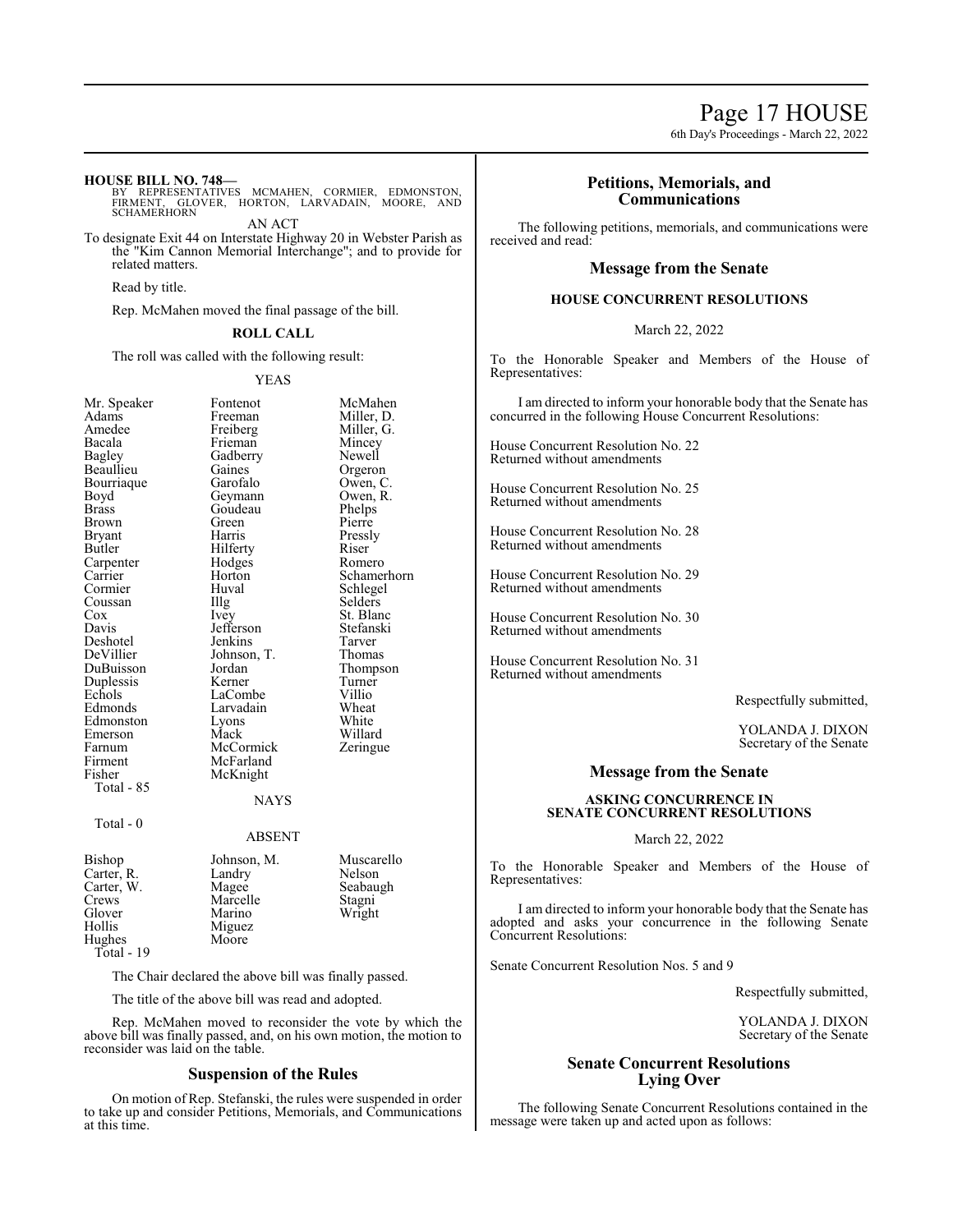**HOUSE BILL NO. 748—**
BY REPRESENTATIVES MCMAHEN, CORMIER, EDMONSTON, FIRMENT, GLOVER, HORTON, LARVADAIN, MOORE, AND SCHAMERHORN

AN ACT

To designate Exit 44 on Interstate Highway 20 in Webster Parish as the "Kim Cannon Memorial Interchange"; and to provide for related matters.

Read by title.

Rep. McMahen moved the final passage of the bill.

**ROLL CALL**

The roll was called with the following result:

YEAS

| | | |
|---|---|---|
| Mr. Speaker | Fontenot | McMahen |
| Adams | Freeman | Miller, D. |
| Amedee | Freiberg | Miller, G. |
| Bacala | Frieman | Mincey |
| Bagley | Gadberry | Newell |
| Beaullieu | Gaines | Orgeron |
| Bourriaque | Garofalo | Owen, C. |
| Boyd | Geymann | Owen, R. |
| Brass | Goudeau | Phelps |
| Brown | Green | Pierre |
| Bryant | Harris | Pressly |
| Butler | Hilferty | Riser |
| Carpenter | Hodges | Romero |
| Carrier | Horton | Schamerhorn |
| Cormier | Huval | Schlegel |
| Coussan | Illg | Selders |
| Cox | Ivey | St. Blanc |
| Davis | Jefferson | Stefanski |
| Deshotel | Jenkins | Tarver |
| DeVillier | Johnson, T. | Thomas |
| DuBuisson | Jordan | Thompson |
| Duplessis | Kerner | Turner |
| Echols | LaCombe | Villio |
| Edmonds | Larvadain | Wheat |
| Edmonston | Lyons | White |
| Emerson | Mack | Willard |
| Farnum | McCormick | Zeringue |
| Firment | McFarland | |
| Fisher | McKnight | |

Total - 85

NAYS

Total - 0

ABSENT

| | | |
|---|---|---|
| Bishop | Johnson, M. | Muscarello |
| Carter, R. | Landry | Nelson |
| Carter, W. | Magee | Seabaugh |
| Crews | Marcelle | Stagni |
| Glover | Marino | Wright |
| Hollis | Miguez | |
| Hughes | Moore | |

Total - 19

The Chair declared the above bill was finally passed.

The title of the above bill was read and adopted.

Rep. McMahen moved to reconsider the vote by which the above bill was finally passed, and, on his own motion, the motion to reconsider was laid on the table.

## Suspension of the Rules

On motion of Rep. Stefanski, the rules were suspended in order to take up and consider Petitions, Memorials, and Communications at this time.

## Petitions, Memorials, and Communications

The following petitions, memorials, and communications were received and read:

## Message from the Senate

**HOUSE CONCURRENT RESOLUTIONS**

March 22, 2022

To the Honorable Speaker and Members of the House of Representatives:

I am directed to inform your honorable body that the Senate has concurred in the following House Concurrent Resolutions:

House Concurrent Resolution No. 22
Returned without amendments

House Concurrent Resolution No. 25
Returned without amendments

House Concurrent Resolution No. 28
Returned without amendments

House Concurrent Resolution No. 29
Returned without amendments

House Concurrent Resolution No. 30
Returned without amendments

House Concurrent Resolution No. 31
Returned without amendments

Respectfully submitted,

YOLANDA J. DIXON
Secretary of the Senate

## Message from the Senate

**ASKING CONCURRENCE IN SENATE CONCURRENT RESOLUTIONS**

March 22, 2022

To the Honorable Speaker and Members of the House of Representatives:

I am directed to inform your honorable body that the Senate has adopted and asks your concurrence in the following Senate Concurrent Resolutions:

Senate Concurrent Resolution Nos. 5 and 9

Respectfully submitted,

YOLANDA J. DIXON
Secretary of the Senate

## Senate Concurrent Resolutions Lying Over

The following Senate Concurrent Resolutions contained in the message were taken up and acted upon as follows: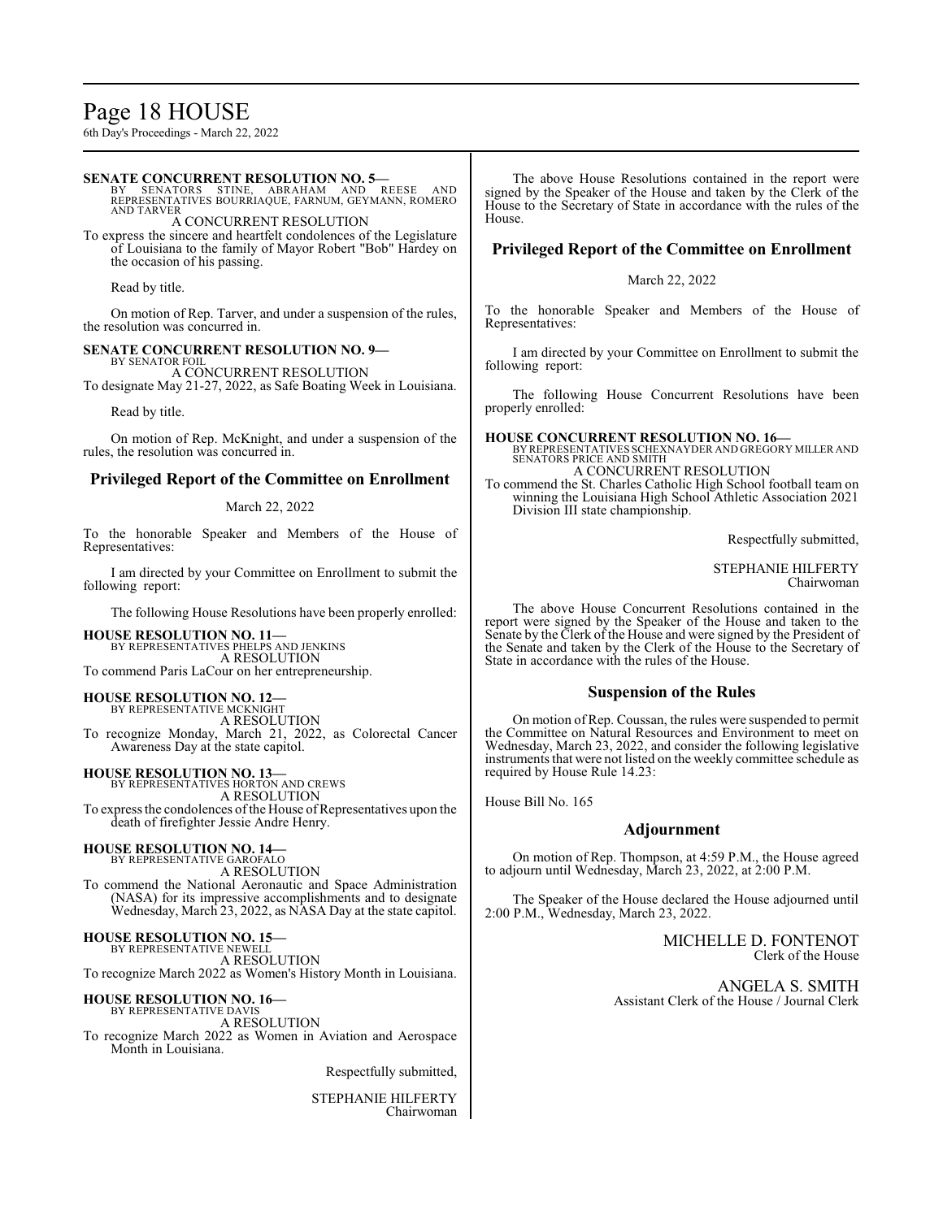**SENATE CONCURRENT RESOLUTION NO. 5—**
BY SENATORS STINE, ABRAHAM AND REESE AND REPRESENTATIVES BOURRIAQUE, FARNUM, GEYMANN, ROMERO AND TARVER

A CONCURRENT RESOLUTION

To express the sincere and heartfelt condolences of the Legislature of Louisiana to the family of Mayor Robert "Bob" Hardey on the occasion of his passing.

Read by title.

On motion of Rep. Tarver, and under a suspension of the rules, the resolution was concurred in.

**SENATE CONCURRENT RESOLUTION NO. 9—**
BY SENATOR FOIL

A CONCURRENT RESOLUTION

To designate May 21-27, 2022, as Safe Boating Week in Louisiana.

Read by title.

On motion of Rep. McKnight, and under a suspension of the rules, the resolution was concurred in.

## Privileged Report of the Committee on Enrollment

March 22, 2022

To the honorable Speaker and Members of the House of Representatives:

I am directed by your Committee on Enrollment to submit the following report:

The following House Resolutions have been properly enrolled:

**HOUSE RESOLUTION NO. 11—**
BY REPRESENTATIVES PHELPS AND JENKINS

A RESOLUTION

To commend Paris LaCour on her entrepreneurship.

**HOUSE RESOLUTION NO. 12—**
BY REPRESENTATIVE MCKNIGHT

A RESOLUTION

To recognize Monday, March 21, 2022, as Colorectal Cancer Awareness Day at the state capitol.

**HOUSE RESOLUTION NO. 13—**
BY REPRESENTATIVES HORTON AND CREWS

A RESOLUTION

To express the condolences of the House of Representatives upon the death of firefighter Jessie Andre Henry.

**HOUSE RESOLUTION NO. 14—**
BY REPRESENTATIVE GAROFALO

A RESOLUTION

To commend the National Aeronautic and Space Administration (NASA) for its impressive accomplishments and to designate Wednesday, March 23, 2022, as NASA Day at the state capitol.

**HOUSE RESOLUTION NO. 15—**
BY REPRESENTATIVE NEWELL

A RESOLUTION

To recognize March 2022 as Women's History Month in Louisiana.

**HOUSE RESOLUTION NO. 16—**
BY REPRESENTATIVE DAVIS

A RESOLUTION

To recognize March 2022 as Women in Aviation and Aerospace Month in Louisiana.

Respectfully submitted,

STEPHANIE HILFERTY
Chairwoman

The above House Resolutions contained in the report were signed by the Speaker of the House and taken by the Clerk of the House to the Secretary of State in accordance with the rules of the House.

## Privileged Report of the Committee on Enrollment

March 22, 2022

To the honorable Speaker and Members of the House of Representatives:

I am directed by your Committee on Enrollment to submit the following report:

The following House Concurrent Resolutions have been properly enrolled:

**HOUSE CONCURRENT RESOLUTION NO. 16—**
BY REPRESENTATIVES SCHEXNAYDER AND GREGORY MILLER AND SENATORS PRICE AND SMITH

A CONCURRENT RESOLUTION

To commend the St. Charles Catholic High School football team on winning the Louisiana High School Athletic Association 2021 Division III state championship.

Respectfully submitted,

STEPHANIE HILFERTY
Chairwoman

The above House Concurrent Resolutions contained in the report were signed by the Speaker of the House and taken to the Senate by the Clerk of the House and were signed by the President of the Senate and taken by the Clerk of the House to the Secretary of State in accordance with the rules of the House.

## Suspension of the Rules

On motion of Rep. Coussan, the rules were suspended to permit the Committee on Natural Resources and Environment to meet on Wednesday, March 23, 2022, and consider the following legislative instruments that were not listed on the weekly committee schedule as required by House Rule 14.23:

House Bill No. 165

## Adjournment

On motion of Rep. Thompson, at 4:59 P.M., the House agreed to adjourn until Wednesday, March 23, 2022, at 2:00 P.M.

The Speaker of the House declared the House adjourned until 2:00 P.M., Wednesday, March 23, 2022.

MICHELLE D. FONTENOT
Clerk of the House

ANGELA S. SMITH
Assistant Clerk of the House / Journal Clerk